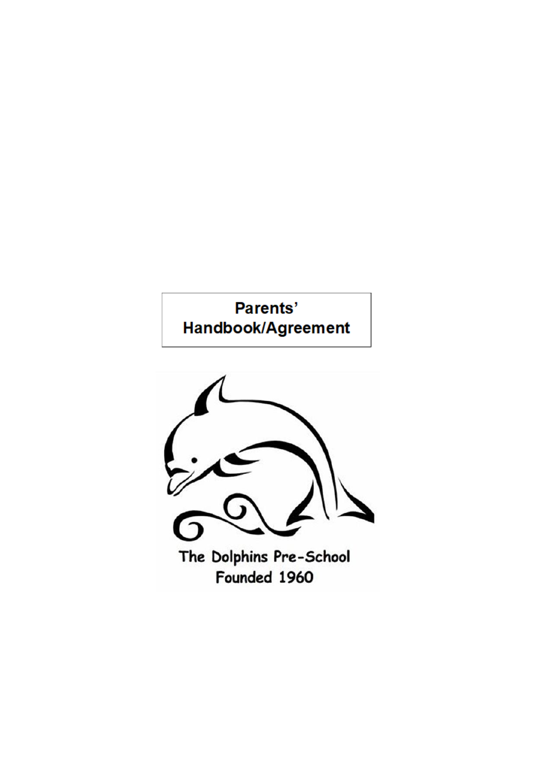# Parents' Handbook/Agreement

The Dolphins Pre-School
Founded 1960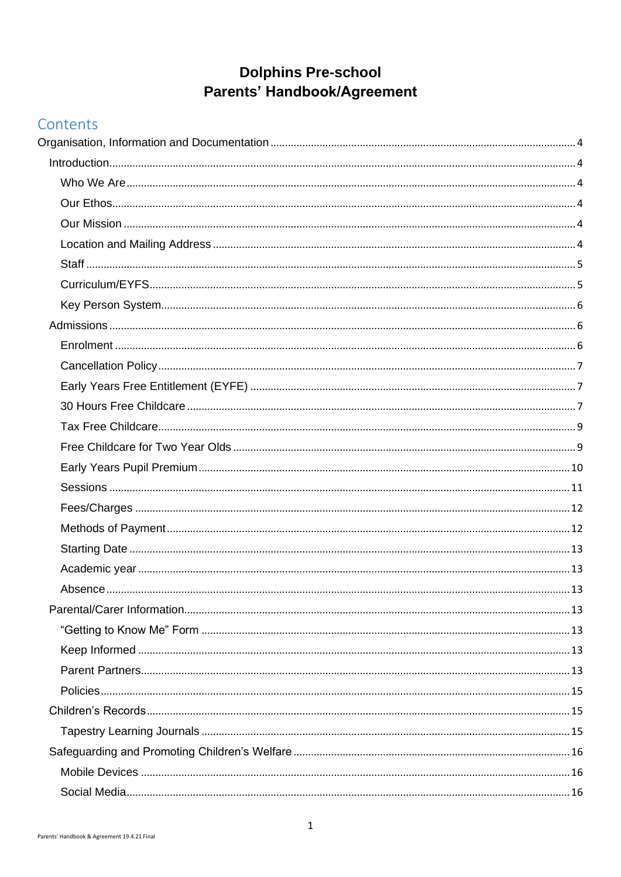# Dolphins Pre-school
# Parents' Handbook/Agreement

## Contents

- Organisation, Information and Documentation ..... 4
  - Introduction ..... 4
    - Who We Are ..... 4
    - Our Ethos ..... 4
    - Our Mission ..... 4
    - Location and Mailing Address ..... 4
    - Staff ..... 5
    - Curriculum/EYFS ..... 5
    - Key Person System ..... 6
  - Admissions ..... 6
    - Enrolment ..... 6
    - Cancellation Policy ..... 7
    - Early Years Free Entitlement (EYFE) ..... 7
    - 30 Hours Free Childcare ..... 7
    - Tax Free Childcare ..... 9
    - Free Childcare for Two Year Olds ..... 9
    - Early Years Pupil Premium ..... 10
    - Sessions ..... 11
    - Fees/Charges ..... 12
    - Methods of Payment ..... 12
    - Starting Date ..... 13
    - Academic year ..... 13
    - Absence ..... 13
  - Parental/Carer Information ..... 13
    - "Getting to Know Me" Form ..... 13
    - Keep Informed ..... 13
    - Parent Partners ..... 13
    - Policies ..... 15
  - Children's Records ..... 15
    - Tapestry Learning Journals ..... 15
  - Safeguarding and Promoting Children's Welfare ..... 16
    - Mobile Devices ..... 16
    - Social Media ..... 16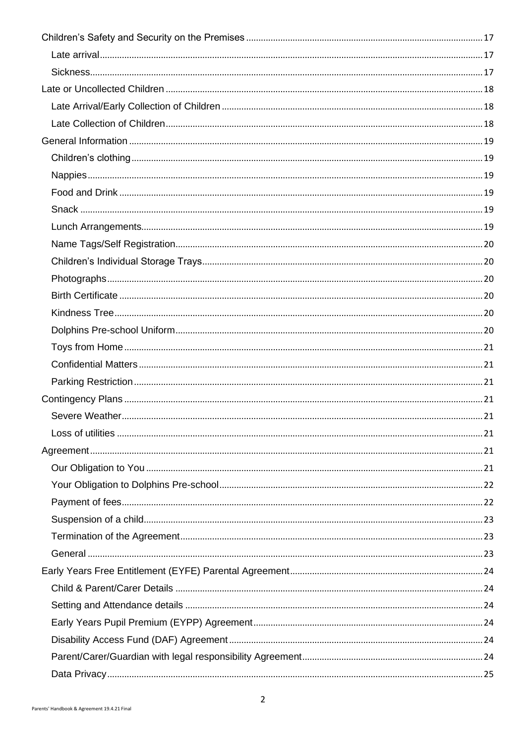Children's Safety and Security on the Premises ........ 17
- Late arrival ........ 17
- Sickness ........ 17

Late or Uncollected Children ........ 18
- Late Arrival/Early Collection of Children ........ 18
- Late Collection of Children ........ 18

General Information ........ 19
- Children's clothing ........ 19
- Nappies ........ 19
- Food and Drink ........ 19
- Snack ........ 19
- Lunch Arrangements ........ 19
- Name Tags/Self Registration ........ 20
- Children's Individual Storage Trays ........ 20
- Photographs ........ 20
- Birth Certificate ........ 20
- Kindness Tree ........ 20
- Dolphins Pre-school Uniform ........ 20
- Toys from Home ........ 21
- Confidential Matters ........ 21
- Parking Restriction ........ 21

Contingency Plans ........ 21
- Severe Weather ........ 21
- Loss of utilities ........ 21

Agreement ........ 21
- Our Obligation to You ........ 21
- Your Obligation to Dolphins Pre-school ........ 22
- Payment of fees ........ 22
- Suspension of a child ........ 23
- Termination of the Agreement ........ 23
- General ........ 23

Early Years Free Entitlement (EYFE) Parental Agreement ........ 24
- Child & Parent/Carer Details ........ 24
- Setting and Attendance details ........ 24
- Early Years Pupil Premium (EYPP) Agreement ........ 24
- Disability Access Fund (DAF) Agreement ........ 24
- Parent/Carer/Guardian with legal responsibility Agreement ........ 24
- Data Privacy ........ 25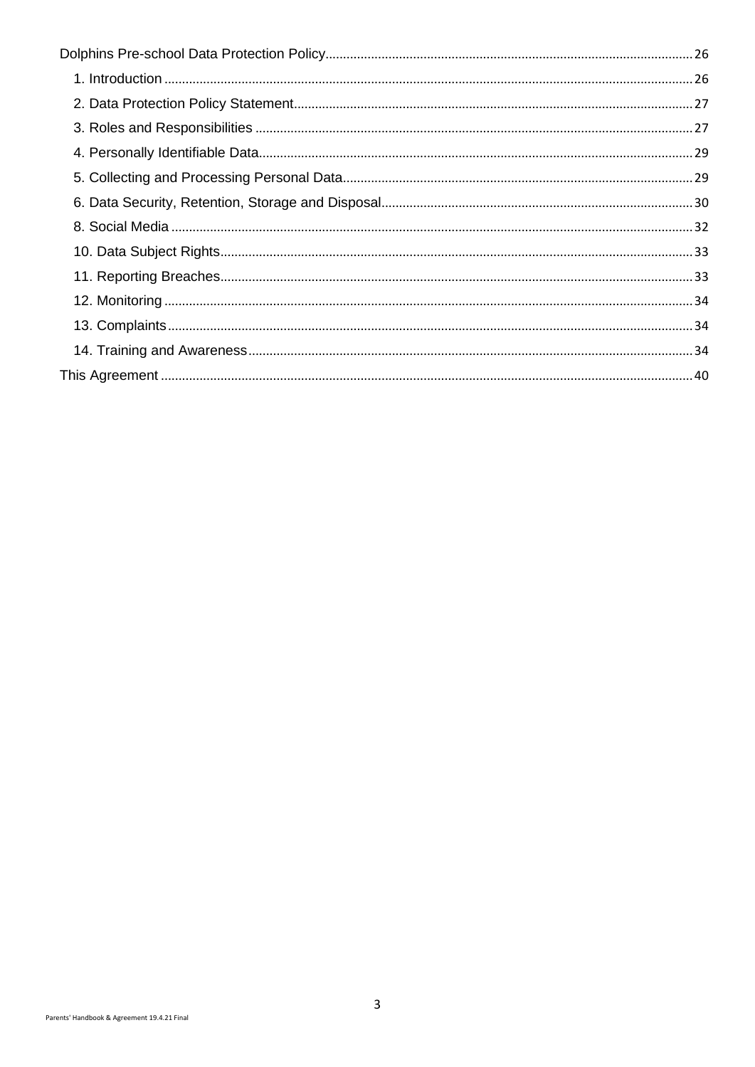Dolphins Pre-school Data Protection Policy 26

- 1. Introduction 26
- 2. Data Protection Policy Statement 27
- 3. Roles and Responsibilities 27
- 4. Personally Identifiable Data 29
- 5. Collecting and Processing Personal Data 29
- 6. Data Security, Retention, Storage and Disposal 30
- 8. Social Media 32
- 10. Data Subject Rights 33
- 11. Reporting Breaches 33
- 12. Monitoring 34
- 13. Complaints 34
- 14. Training and Awareness 34

This Agreement 40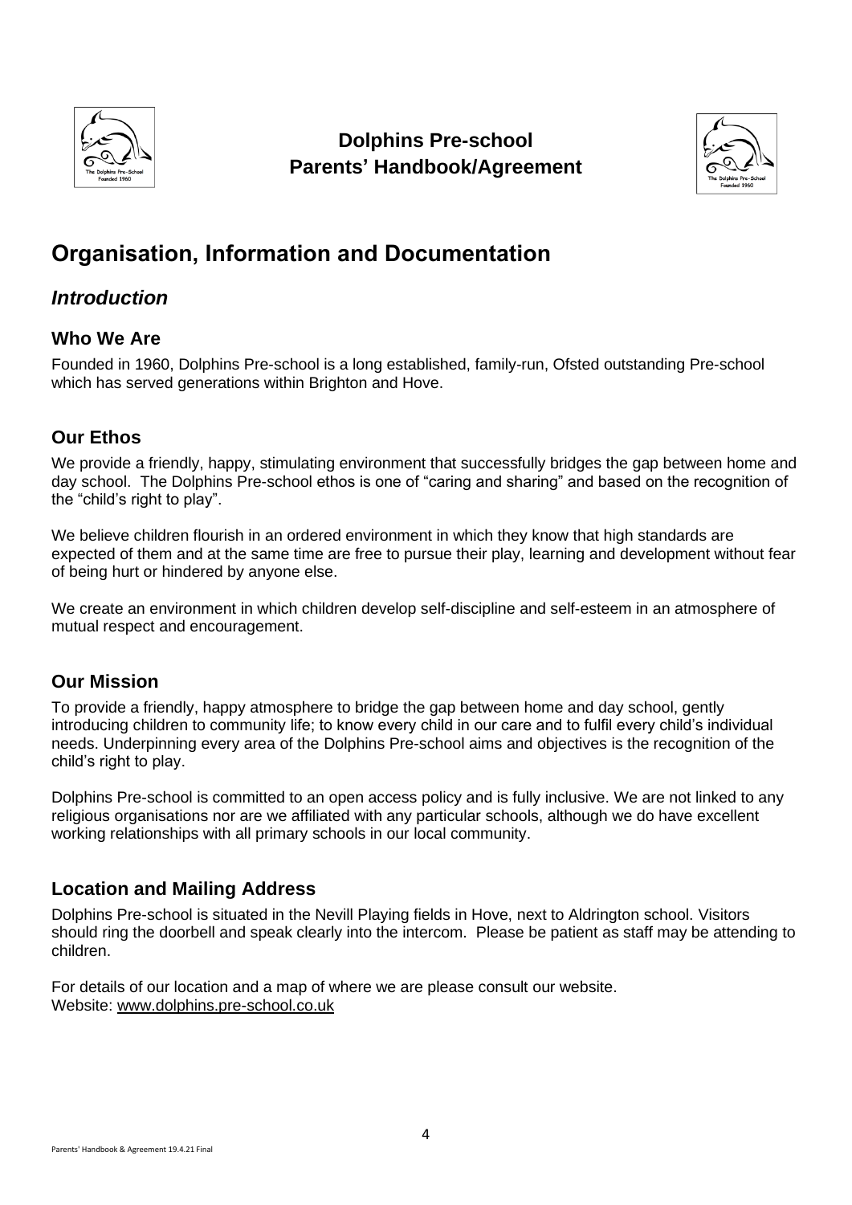**Dolphins Pre-school**
**Parents' Handbook/Agreement**

# Organisation, Information and Documentation

## *Introduction*

### Who We Are

Founded in 1960, Dolphins Pre-school is a long established, family-run, Ofsted outstanding Pre-school which has served generations within Brighton and Hove.

### Our Ethos

We provide a friendly, happy, stimulating environment that successfully bridges the gap between home and day school. The Dolphins Pre-school ethos is one of "caring and sharing" and based on the recognition of the "child's right to play".

We believe children flourish in an ordered environment in which they know that high standards are expected of them and at the same time are free to pursue their play, learning and development without fear of being hurt or hindered by anyone else.

We create an environment in which children develop self-discipline and self-esteem in an atmosphere of mutual respect and encouragement.

### Our Mission

To provide a friendly, happy atmosphere to bridge the gap between home and day school, gently introducing children to community life; to know every child in our care and to fulfil every child's individual needs. Underpinning every area of the Dolphins Pre-school aims and objectives is the recognition of the child's right to play.

Dolphins Pre-school is committed to an open access policy and is fully inclusive. We are not linked to any religious organisations nor are we affiliated with any particular schools, although we do have excellent working relationships with all primary schools in our local community.

### Location and Mailing Address

Dolphins Pre-school is situated in the Nevill Playing fields in Hove, next to Aldrington school. Visitors should ring the doorbell and speak clearly into the intercom. Please be patient as staff may be attending to children.

For details of our location and a map of where we are please consult our website.
Website: www.dolphins.pre-school.co.uk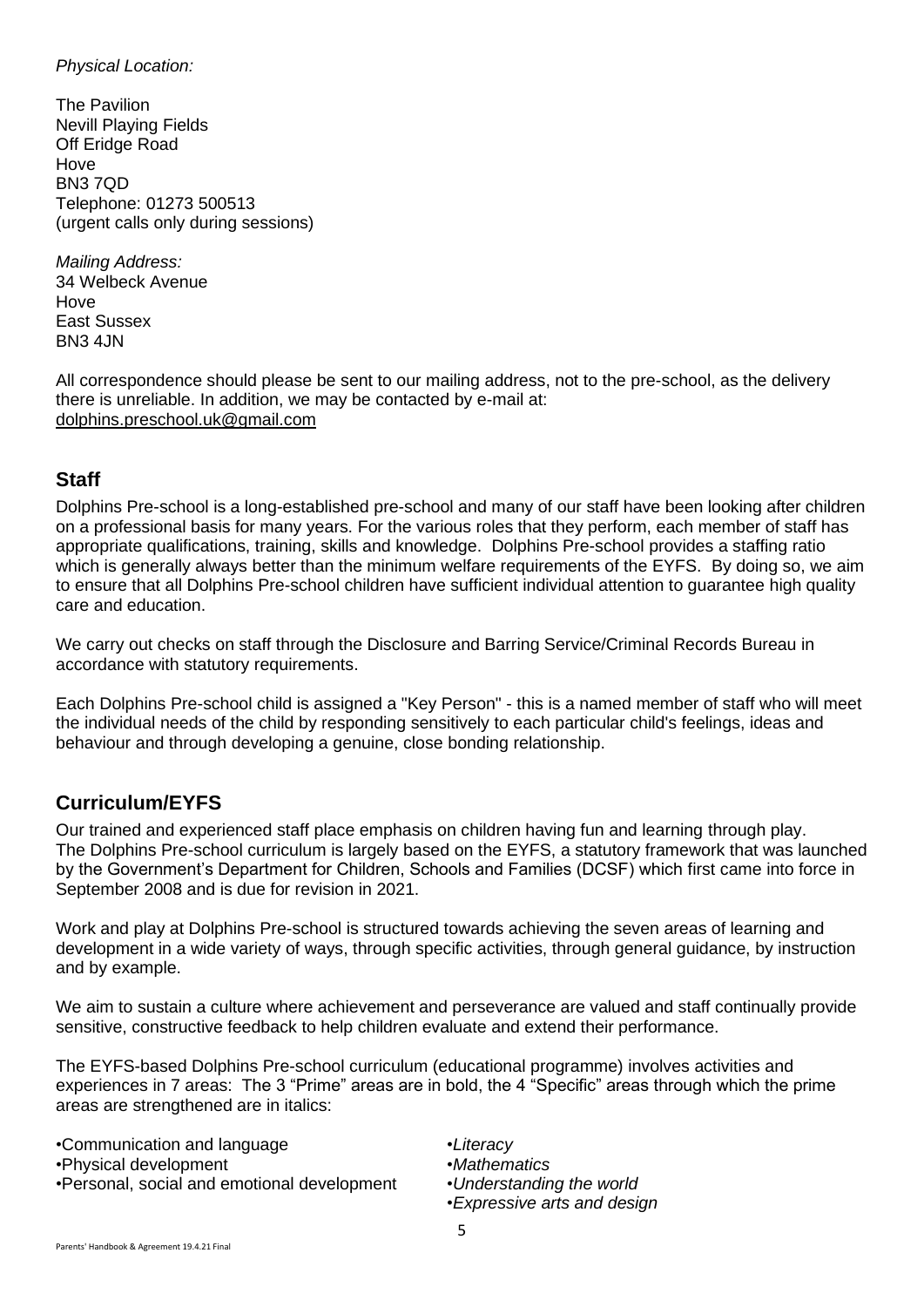*Physical Location:*

The Pavilion
Nevill Playing Fields
Off Eridge Road
Hove
BN3 7QD
Telephone: 01273 500513
(urgent calls only during sessions)

*Mailing Address:*
34 Welbeck Avenue
Hove
East Sussex
BN3 4JN

All correspondence should please be sent to our mailing address, not to the pre-school, as the delivery there is unreliable. In addition, we may be contacted by e-mail at:
dolphins.preschool.uk@gmail.com

## Staff

Dolphins Pre-school is a long-established pre-school and many of our staff have been looking after children on a professional basis for many years. For the various roles that they perform, each member of staff has appropriate qualifications, training, skills and knowledge. Dolphins Pre-school provides a staffing ratio which is generally always better than the minimum welfare requirements of the EYFS. By doing so, we aim to ensure that all Dolphins Pre-school children have sufficient individual attention to guarantee high quality care and education.

We carry out checks on staff through the Disclosure and Barring Service/Criminal Records Bureau in accordance with statutory requirements.

Each Dolphins Pre-school child is assigned a "Key Person" - this is a named member of staff who will meet the individual needs of the child by responding sensitively to each particular child's feelings, ideas and behaviour and through developing a genuine, close bonding relationship.

## Curriculum/EYFS

Our trained and experienced staff place emphasis on children having fun and learning through play. The Dolphins Pre-school curriculum is largely based on the EYFS, a statutory framework that was launched by the Government's Department for Children, Schools and Families (DCSF) which first came into force in September 2008 and is due for revision in 2021.

Work and play at Dolphins Pre-school is structured towards achieving the seven areas of learning and development in a wide variety of ways, through specific activities, through general guidance, by instruction and by example.

We aim to sustain a culture where achievement and perseverance are valued and staff continually provide sensitive, constructive feedback to help children evaluate and extend their performance.

The EYFS-based Dolphins Pre-school curriculum (educational programme) involves activities and experiences in 7 areas: The 3 "Prime" areas are in bold, the 4 "Specific" areas through which the prime areas are strengthened are in italics:

- Communication and language
- Physical development
- Personal, social and emotional development

- *Literacy*
- *Mathematics*
- *Understanding the world*
- *Expressive arts and design*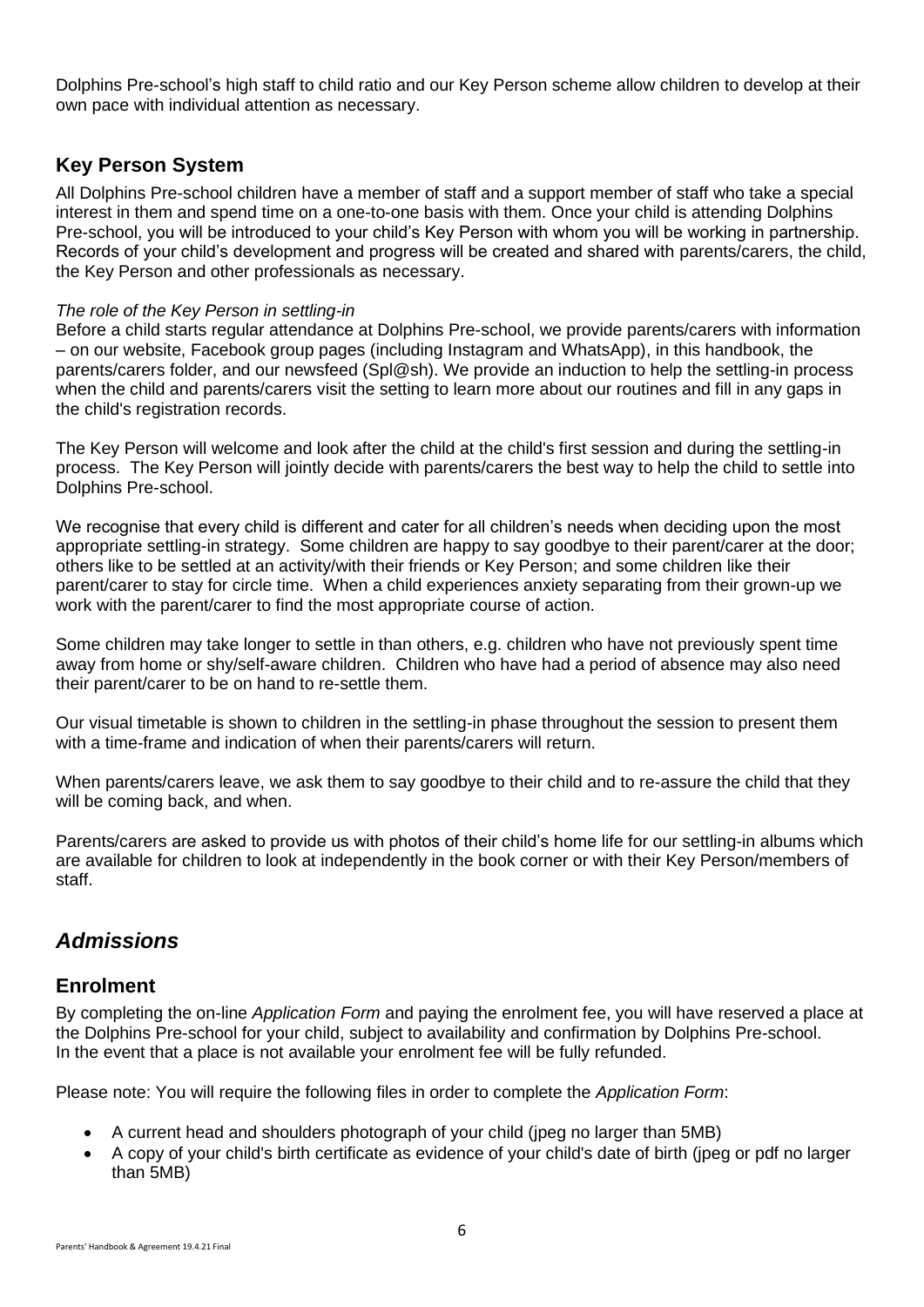Dolphins Pre-school's high staff to child ratio and our Key Person scheme allow children to develop at their own pace with individual attention as necessary.

## Key Person System

All Dolphins Pre-school children have a member of staff and a support member of staff who take a special interest in them and spend time on a one-to-one basis with them. Once your child is attending Dolphins Pre-school, you will be introduced to your child's Key Person with whom you will be working in partnership. Records of your child's development and progress will be created and shared with parents/carers, the child, the Key Person and other professionals as necessary.

*The role of the Key Person in settling-in*

Before a child starts regular attendance at Dolphins Pre-school, we provide parents/carers with information – on our website, Facebook group pages (including Instagram and WhatsApp), in this handbook, the parents/carers folder, and our newsfeed (Spl@sh). We provide an induction to help the settling-in process when the child and parents/carers visit the setting to learn more about our routines and fill in any gaps in the child's registration records.

The Key Person will welcome and look after the child at the child's first session and during the settling-in process. The Key Person will jointly decide with parents/carers the best way to help the child to settle into Dolphins Pre-school.

We recognise that every child is different and cater for all children's needs when deciding upon the most appropriate settling-in strategy. Some children are happy to say goodbye to their parent/carer at the door; others like to be settled at an activity/with their friends or Key Person; and some children like their parent/carer to stay for circle time. When a child experiences anxiety separating from their grown-up we work with the parent/carer to find the most appropriate course of action.

Some children may take longer to settle in than others, e.g. children who have not previously spent time away from home or shy/self-aware children. Children who have had a period of absence may also need their parent/carer to be on hand to re-settle them.

Our visual timetable is shown to children in the settling-in phase throughout the session to present them with a time-frame and indication of when their parents/carers will return.

When parents/carers leave, we ask them to say goodbye to their child and to re-assure the child that they will be coming back, and when.

Parents/carers are asked to provide us with photos of their child's home life for our settling-in albums which are available for children to look at independently in the book corner or with their Key Person/members of staff.

# *Admissions*

## Enrolment

By completing the on-line *Application Form* and paying the enrolment fee, you will have reserved a place at the Dolphins Pre-school for your child, subject to availability and confirmation by Dolphins Pre-school. In the event that a place is not available your enrolment fee will be fully refunded.

Please note: You will require the following files in order to complete the *Application Form*:

- A current head and shoulders photograph of your child (jpeg no larger than 5MB)
- A copy of your child's birth certificate as evidence of your child's date of birth (jpeg or pdf no larger than 5MB)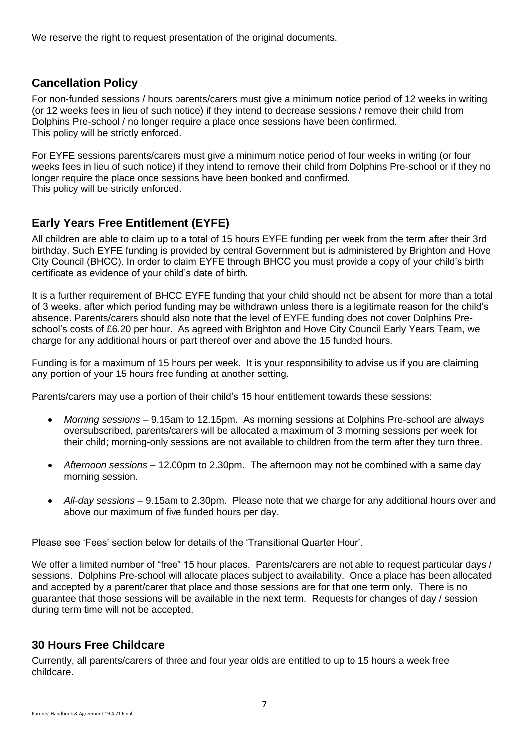We reserve the right to request presentation of the original documents.

## Cancellation Policy

For non-funded sessions / hours parents/carers must give a minimum notice period of 12 weeks in writing (or 12 weeks fees in lieu of such notice) if they intend to decrease sessions / remove their child from Dolphins Pre-school / no longer require a place once sessions have been confirmed.
This policy will be strictly enforced.

For EYFE sessions parents/carers must give a minimum notice period of four weeks in writing (or four weeks fees in lieu of such notice) if they intend to remove their child from Dolphins Pre-school or if they no longer require the place once sessions have been booked and confirmed.
This policy will be strictly enforced.

## Early Years Free Entitlement (EYFE)

All children are able to claim up to a total of 15 hours EYFE funding per week from the term after their 3rd birthday. Such EYFE funding is provided by central Government but is administered by Brighton and Hove City Council (BHCC). In order to claim EYFE through BHCC you must provide a copy of your child's birth certificate as evidence of your child's date of birth.

It is a further requirement of BHCC EYFE funding that your child should not be absent for more than a total of 3 weeks, after which period funding may be withdrawn unless there is a legitimate reason for the child's absence. Parents/carers should also note that the level of EYFE funding does not cover Dolphins Pre-school's costs of £6.20 per hour. As agreed with Brighton and Hove City Council Early Years Team, we charge for any additional hours or part thereof over and above the 15 funded hours.

Funding is for a maximum of 15 hours per week. It is your responsibility to advise us if you are claiming any portion of your 15 hours free funding at another setting.

Parents/carers may use a portion of their child's 15 hour entitlement towards these sessions:

- *Morning sessions* – 9.15am to 12.15pm. As morning sessions at Dolphins Pre-school are always oversubscribed, parents/carers will be allocated a maximum of 3 morning sessions per week for their child; morning-only sessions are not available to children from the term after they turn three.
- *Afternoon sessions* – 12.00pm to 2.30pm. The afternoon may not be combined with a same day morning session.
- *All-day sessions* – 9.15am to 2.30pm. Please note that we charge for any additional hours over and above our maximum of five funded hours per day.

Please see 'Fees' section below for details of the 'Transitional Quarter Hour'.

We offer a limited number of "free" 15 hour places. Parents/carers are not able to request particular days / sessions. Dolphins Pre-school will allocate places subject to availability. Once a place has been allocated and accepted by a parent/carer that place and those sessions are for that one term only. There is no guarantee that those sessions will be available in the next term. Requests for changes of day / session during term time will not be accepted.

## 30 Hours Free Childcare

Currently, all parents/carers of three and four year olds are entitled to up to 15 hours a week free childcare.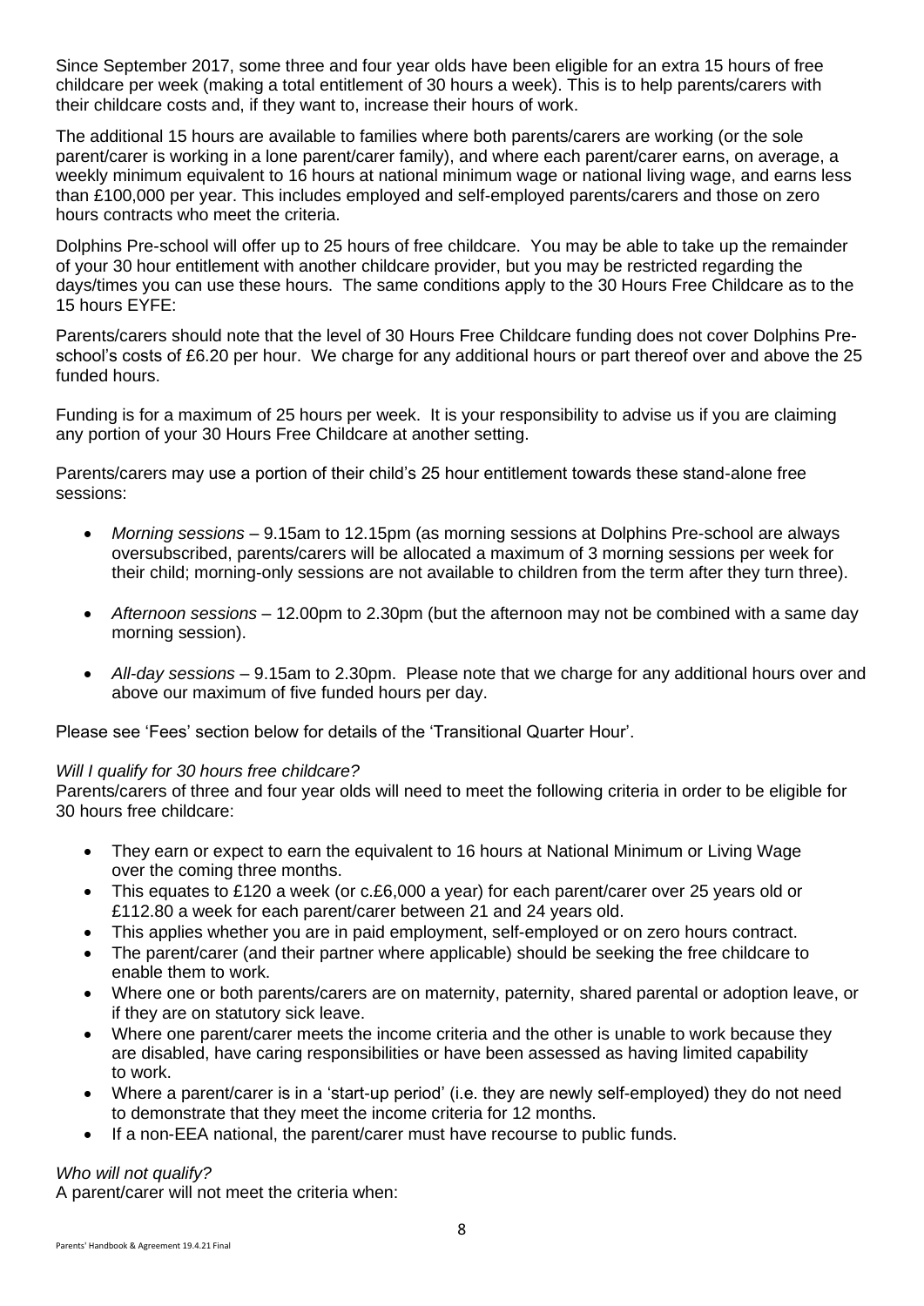Since September 2017, some three and four year olds have been eligible for an extra 15 hours of free childcare per week (making a total entitlement of 30 hours a week). This is to help parents/carers with their childcare costs and, if they want to, increase their hours of work.

The additional 15 hours are available to families where both parents/carers are working (or the sole parent/carer is working in a lone parent/carer family), and where each parent/carer earns, on average, a weekly minimum equivalent to 16 hours at national minimum wage or national living wage, and earns less than £100,000 per year. This includes employed and self-employed parents/carers and those on zero hours contracts who meet the criteria.

Dolphins Pre-school will offer up to 25 hours of free childcare. You may be able to take up the remainder of your 30 hour entitlement with another childcare provider, but you may be restricted regarding the days/times you can use these hours. The same conditions apply to the 30 Hours Free Childcare as to the 15 hours EYFE:

Parents/carers should note that the level of 30 Hours Free Childcare funding does not cover Dolphins Pre-school's costs of £6.20 per hour. We charge for any additional hours or part thereof over and above the 25 funded hours.

Funding is for a maximum of 25 hours per week. It is your responsibility to advise us if you are claiming any portion of your 30 Hours Free Childcare at another setting.

Parents/carers may use a portion of their child's 25 hour entitlement towards these stand-alone free sessions:

- *Morning sessions* – 9.15am to 12.15pm (as morning sessions at Dolphins Pre-school are always oversubscribed, parents/carers will be allocated a maximum of 3 morning sessions per week for their child; morning-only sessions are not available to children from the term after they turn three).
- *Afternoon sessions* – 12.00pm to 2.30pm (but the afternoon may not be combined with a same day morning session).
- *All-day sessions* – 9.15am to 2.30pm. Please note that we charge for any additional hours over and above our maximum of five funded hours per day.

Please see 'Fees' section below for details of the 'Transitional Quarter Hour'.

*Will I qualify for 30 hours free childcare?*
Parents/carers of three and four year olds will need to meet the following criteria in order to be eligible for 30 hours free childcare:

- They earn or expect to earn the equivalent to 16 hours at National Minimum or Living Wage over the coming three months.
- This equates to £120 a week (or c.£6,000 a year) for each parent/carer over 25 years old or £112.80 a week for each parent/carer between 21 and 24 years old.
- This applies whether you are in paid employment, self-employed or on zero hours contract.
- The parent/carer (and their partner where applicable) should be seeking the free childcare to enable them to work.
- Where one or both parents/carers are on maternity, paternity, shared parental or adoption leave, or if they are on statutory sick leave.
- Where one parent/carer meets the income criteria and the other is unable to work because they are disabled, have caring responsibilities or have been assessed as having limited capability to work.
- Where a parent/carer is in a 'start-up period' (i.e. they are newly self-employed) they do not need to demonstrate that they meet the income criteria for 12 months.
- If a non-EEA national, the parent/carer must have recourse to public funds.

*Who will not qualify?*
A parent/carer will not meet the criteria when: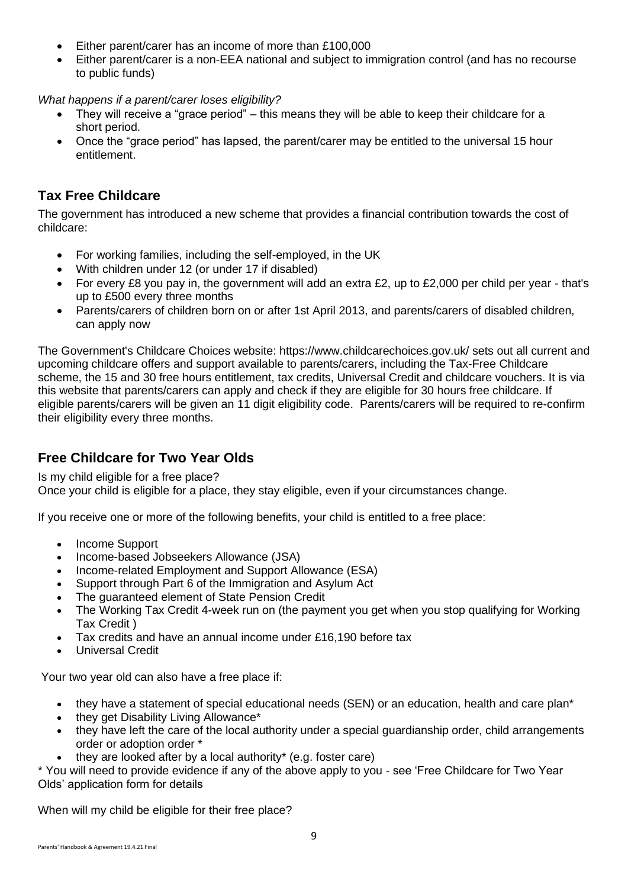- Either parent/carer has an income of more than £100,000
- Either parent/carer is a non-EEA national and subject to immigration control (and has no recourse to public funds)

*What happens if a parent/carer loses eligibility?*

- They will receive a "grace period" – this means they will be able to keep their childcare for a short period.
- Once the "grace period" has lapsed, the parent/carer may be entitled to the universal 15 hour entitlement.

## Tax Free Childcare

The government has introduced a new scheme that provides a financial contribution towards the cost of childcare:

- For working families, including the self-employed, in the UK
- With children under 12 (or under 17 if disabled)
- For every £8 you pay in, the government will add an extra £2, up to £2,000 per child per year - that's up to £500 every three months
- Parents/carers of children born on or after 1st April 2013, and parents/carers of disabled children, can apply now

The Government's Childcare Choices website: https://www.childcarechoices.gov.uk/ sets out all current and upcoming childcare offers and support available to parents/carers, including the Tax-Free Childcare scheme, the 15 and 30 free hours entitlement, tax credits, Universal Credit and childcare vouchers. It is via this website that parents/carers can apply and check if they are eligible for 30 hours free childcare. If eligible parents/carers will be given an 11 digit eligibility code. Parents/carers will be required to re-confirm their eligibility every three months.

## Free Childcare for Two Year Olds

Is my child eligible for a free place?
Once your child is eligible for a place, they stay eligible, even if your circumstances change.

If you receive one or more of the following benefits, your child is entitled to a free place:

- Income Support
- Income-based Jobseekers Allowance (JSA)
- Income-related Employment and Support Allowance (ESA)
- Support through Part 6 of the Immigration and Asylum Act
- The guaranteed element of State Pension Credit
- The Working Tax Credit 4-week run on (the payment you get when you stop qualifying for Working Tax Credit )
- Tax credits and have an annual income under £16,190 before tax
- Universal Credit

Your two year old can also have a free place if:

- they have a statement of special educational needs (SEN) or an education, health and care plan*
- they get Disability Living Allowance*
- they have left the care of the local authority under a special guardianship order, child arrangements order or adoption order *
- they are looked after by a local authority* (e.g. foster care)

* You will need to provide evidence if any of the above apply to you - see 'Free Childcare for Two Year Olds' application form for details

When will my child be eligible for their free place?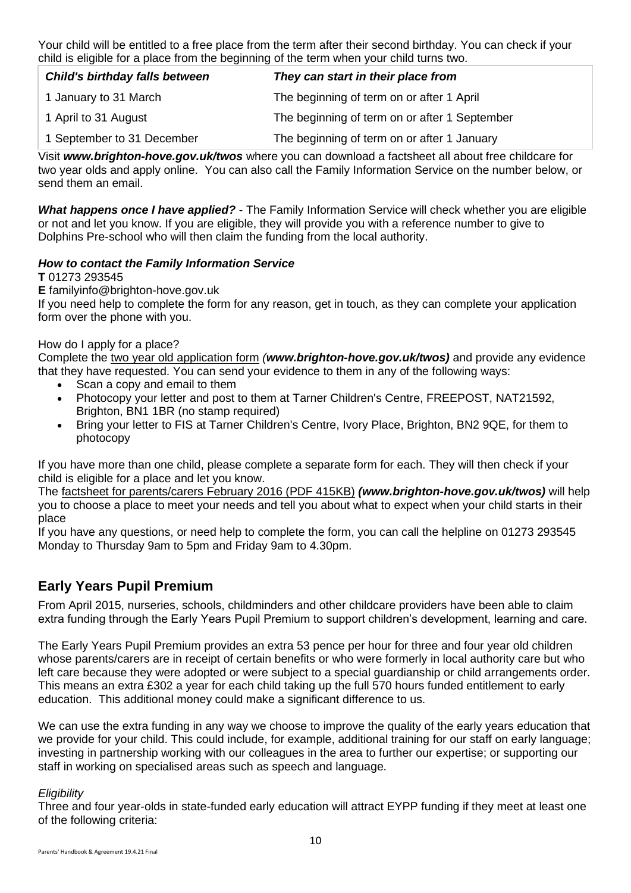Your child will be entitled to a free place from the term after their second birthday. You can check if your child is eligible for a place from the beginning of the term when your child turns two.

| ***Child's birthday falls between*** | ***They can start in their place from*** |
| --- | --- |
| 1 January to 31 March | The beginning of term on or after 1 April |
| 1 April to 31 August | The beginning of term on or after 1 September |
| 1 September to 31 December | The beginning of term on or after 1 January |

Visit ***www.brighton-hove.gov.uk/twos*** where you can download a factsheet all about free childcare for two year olds and apply online. You can also call the Family Information Service on the number below, or send them an email.

***What happens once I have applied?*** - The Family Information Service will check whether you are eligible or not and let you know. If you are eligible, they will provide you with a reference number to give to Dolphins Pre-school who will then claim the funding from the local authority.

***How to contact the Family Information Service***

**T** 01273 293545

**E** familyinfo@brighton-hove.gov.uk

If you need help to complete the form for any reason, get in touch, as they can complete your application form over the phone with you.

How do I apply for a place?

Complete the two year old application form *(**www.brighton-hove.gov.uk/twos**)* and provide any evidence that they have requested. You can send your evidence to them in any of the following ways:

- Scan a copy and email to them
- Photocopy your letter and post to them at Tarner Children's Centre, FREEPOST, NAT21592, Brighton, BN1 1BR (no stamp required)
- Bring your letter to FIS at Tarner Children's Centre, Ivory Place, Brighton, BN2 9QE, for them to photocopy

If you have more than one child, please complete a separate form for each. They will then check if your child is eligible for a place and let you know.

The factsheet for parents/carers February 2016 (PDF 415KB) ***(www.brighton-hove.gov.uk/twos)*** will help you to choose a place to meet your needs and tell you about what to expect when your child starts in their place

If you have any questions, or need help to complete the form, you can call the helpline on 01273 293545 Monday to Thursday 9am to 5pm and Friday 9am to 4.30pm.

## Early Years Pupil Premium

From April 2015, nurseries, schools, childminders and other childcare providers have been able to claim extra funding through the Early Years Pupil Premium to support children's development, learning and care.

The Early Years Pupil Premium provides an extra 53 pence per hour for three and four year old children whose parents/carers are in receipt of certain benefits or who were formerly in local authority care but who left care because they were adopted or were subject to a special guardianship or child arrangements order. This means an extra £302 a year for each child taking up the full 570 hours funded entitlement to early education. This additional money could make a significant difference to us.

We can use the extra funding in any way we choose to improve the quality of the early years education that we provide for your child. This could include, for example, additional training for our staff on early language; investing in partnership working with our colleagues in the area to further our expertise; or supporting our staff in working on specialised areas such as speech and language.

*Eligibility*

Three and four year-olds in state-funded early education will attract EYPP funding if they meet at least one of the following criteria: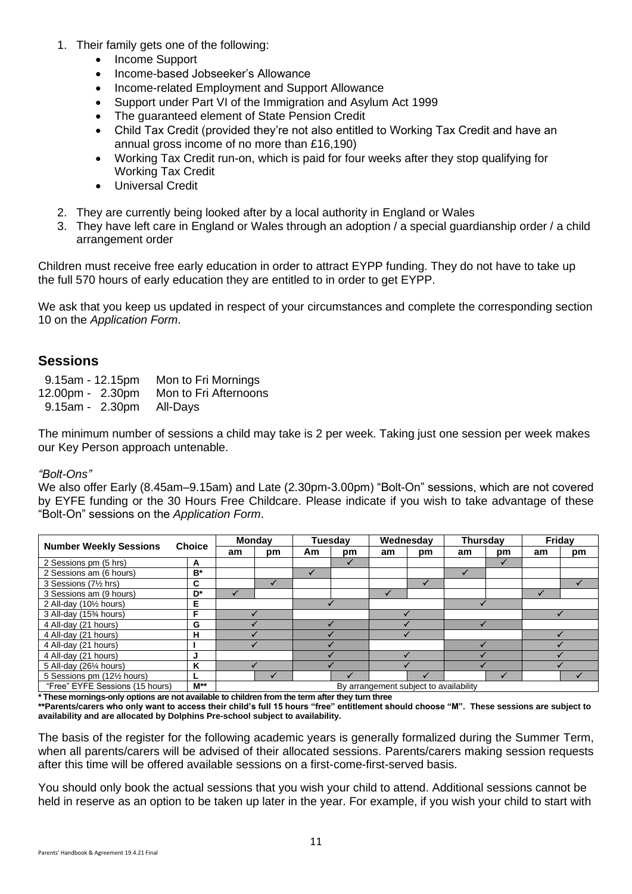1. Their family gets one of the following:
    - Income Support
    - Income-based Jobseeker's Allowance
    - Income-related Employment and Support Allowance
    - Support under Part VI of the Immigration and Asylum Act 1999
    - The guaranteed element of State Pension Credit
    - Child Tax Credit (provided they're not also entitled to Working Tax Credit and have an annual gross income of no more than £16,190)
    - Working Tax Credit run-on, which is paid for four weeks after they stop qualifying for Working Tax Credit
    - Universal Credit
2. They are currently being looked after by a local authority in England or Wales
3. They have left care in England or Wales through an adoption / a special guardianship order / a child arrangement order

Children must receive free early education in order to attract EYPP funding. They do not have to take up the full 570 hours of early education they are entitled to in order to get EYPP.

We ask that you keep us updated in respect of your circumstances and complete the corresponding section 10 on the *Application Form*.

## Sessions

| | |
|---|---|
| 9.15am - 12.15pm | Mon to Fri Mornings |
| 12.00pm - 2.30pm | Mon to Fri Afternoons |
| 9.15am - 2.30pm | All-Days |

The minimum number of sessions a child may take is 2 per week. Taking just one session per week makes our Key Person approach untenable.

*"Bolt-Ons"*

We also offer Early (8.45am–9.15am) and Late (2.30pm-3.00pm) "Bolt-On" sessions, which are not covered by EYFE funding or the 30 Hours Free Childcare. Please indicate if you wish to take advantage of these "Bolt-On" sessions on the *Application Form*.

| Number Weekly Sessions | Choice | Monday | | Tuesday | | Wednesday | | Thursday | | Friday | |
|---|---|---|---|---|---|---|---|---|---|---|---|
| | | am | pm | Am | pm | am | pm | am | pm | am | pm |
| 2 Sessions pm (5 hrs) | A | | | | ✓ | | | | ✓ | | |
| 2 Sessions am (6 hours) | B* | | | ✓ | | | | ✓ | | | |
| 3 Sessions (7½ hrs) | C | | ✓ | | | | ✓ | | | | ✓ |
| 3 Sessions am (9 hours) | D* | ✓ | | | | ✓ | | | | ✓ | |
| 2 All-day (10½ hours) | E | | | ✓ | ✓ | | | ✓ | ✓ | | |
| 3 All-day (15¾ hours) | F | ✓ | ✓ | | | ✓ | ✓ | | | ✓ | ✓ |
| 4 All-day (21 hours) | G | ✓ | ✓ | ✓ | ✓ | ✓ | ✓ | ✓ | ✓ | | |
| 4 All-day (21 hours) | H | ✓ | ✓ | ✓ | ✓ | ✓ | ✓ | | | ✓ | ✓ |
| 4 All-day (21 hours) | I | ✓ | ✓ | ✓ | ✓ | | | ✓ | ✓ | ✓ | ✓ |
| 4 All-day (21 hours) | J | | | ✓ | ✓ | ✓ | ✓ | ✓ | ✓ | ✓ | ✓ |
| 5 All-day (26¼ hours) | K | ✓ | ✓ | ✓ | ✓ | ✓ | ✓ | ✓ | ✓ | ✓ | ✓ |
| 5 Sessions pm (12½ hours) | L | | ✓ | | ✓ | | ✓ | | ✓ | | ✓ |
| "Free" EYFE Sessions (15 hours) | M** | By arrangement subject to availability | | | | | | | | | |

**\* These mornings-only options are not available to children from the term after they turn three**

**\*\*Parents/carers who only want to access their child's full 15 hours "free" entitlement should choose "M". These sessions are subject to availability and are allocated by Dolphins Pre-school subject to availability.**

The basis of the register for the following academic years is generally formalized during the Summer Term, when all parents/carers will be advised of their allocated sessions. Parents/carers making session requests after this time will be offered available sessions on a first-come-first-served basis.

You should only book the actual sessions that you wish your child to attend. Additional sessions cannot be held in reserve as an option to be taken up later in the year. For example, if you wish your child to start with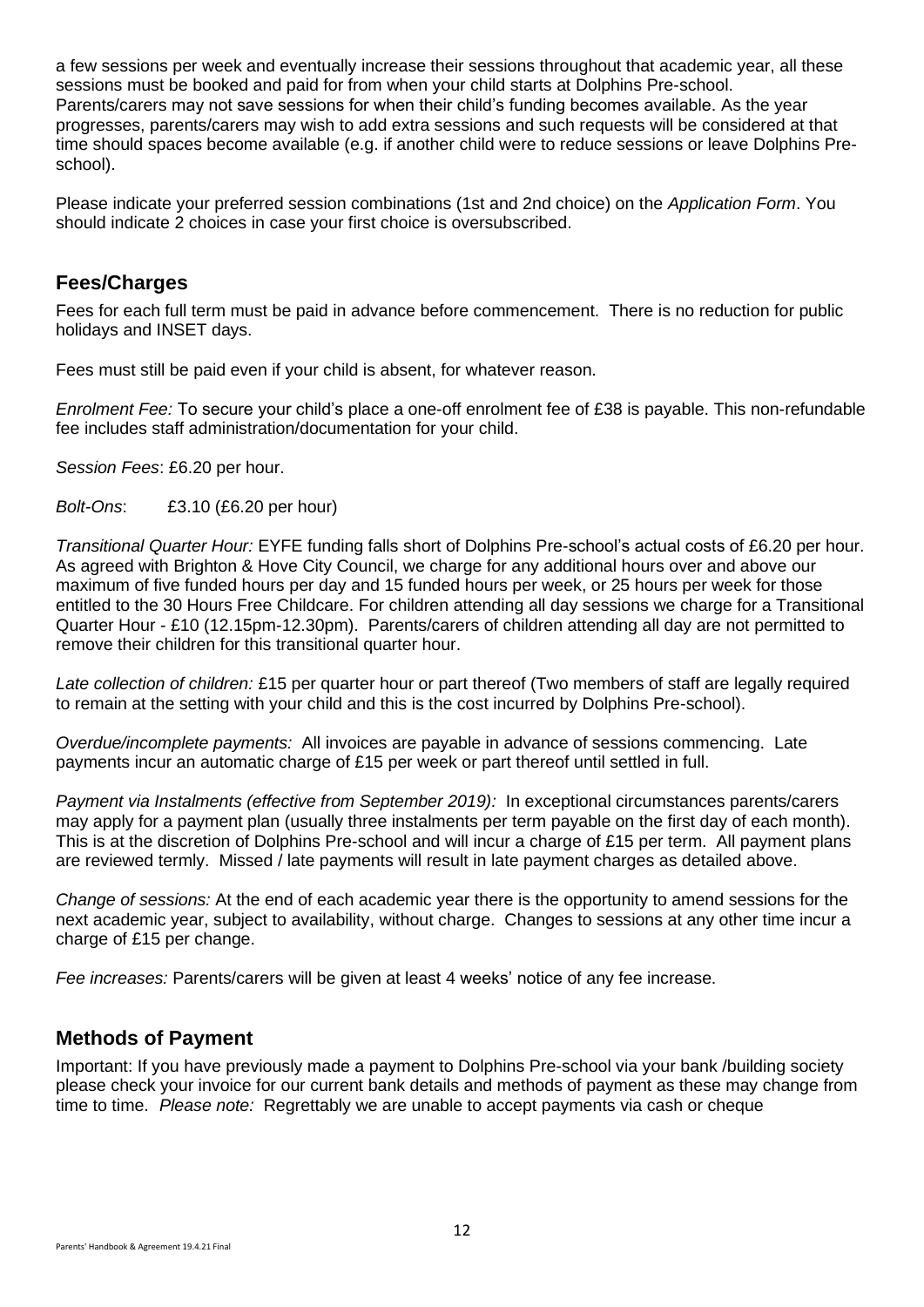a few sessions per week and eventually increase their sessions throughout that academic year, all these sessions must be booked and paid for from when your child starts at Dolphins Pre-school. Parents/carers may not save sessions for when their child's funding becomes available. As the year progresses, parents/carers may wish to add extra sessions and such requests will be considered at that time should spaces become available (e.g. if another child were to reduce sessions or leave Dolphins Pre-school).

Please indicate your preferred session combinations (1st and 2nd choice) on the *Application Form*. You should indicate 2 choices in case your first choice is oversubscribed.

## Fees/Charges

Fees for each full term must be paid in advance before commencement. There is no reduction for public holidays and INSET days.

Fees must still be paid even if your child is absent, for whatever reason.

*Enrolment Fee:* To secure your child's place a one-off enrolment fee of £38 is payable. This non-refundable fee includes staff administration/documentation for your child.

*Session Fees*: £6.20 per hour.

*Bolt-Ons*: £3.10 (£6.20 per hour)

*Transitional Quarter Hour:* EYFE funding falls short of Dolphins Pre-school's actual costs of £6.20 per hour. As agreed with Brighton & Hove City Council, we charge for any additional hours over and above our maximum of five funded hours per day and 15 funded hours per week, or 25 hours per week for those entitled to the 30 Hours Free Childcare. For children attending all day sessions we charge for a Transitional Quarter Hour - £10 (12.15pm-12.30pm). Parents/carers of children attending all day are not permitted to remove their children for this transitional quarter hour.

*Late collection of children:* £15 per quarter hour or part thereof (Two members of staff are legally required to remain at the setting with your child and this is the cost incurred by Dolphins Pre-school).

*Overdue/incomplete payments:* All invoices are payable in advance of sessions commencing. Late payments incur an automatic charge of £15 per week or part thereof until settled in full.

*Payment via Instalments (effective from September 2019):* In exceptional circumstances parents/carers may apply for a payment plan (usually three instalments per term payable on the first day of each month). This is at the discretion of Dolphins Pre-school and will incur a charge of £15 per term. All payment plans are reviewed termly. Missed / late payments will result in late payment charges as detailed above.

*Change of sessions:* At the end of each academic year there is the opportunity to amend sessions for the next academic year, subject to availability, without charge. Changes to sessions at any other time incur a charge of £15 per change.

*Fee increases:* Parents/carers will be given at least 4 weeks' notice of any fee increase.

## Methods of Payment

Important: If you have previously made a payment to Dolphins Pre-school via your bank /building society please check your invoice for our current bank details and methods of payment as these may change from time to time. *Please note:* Regrettably we are unable to accept payments via cash or cheque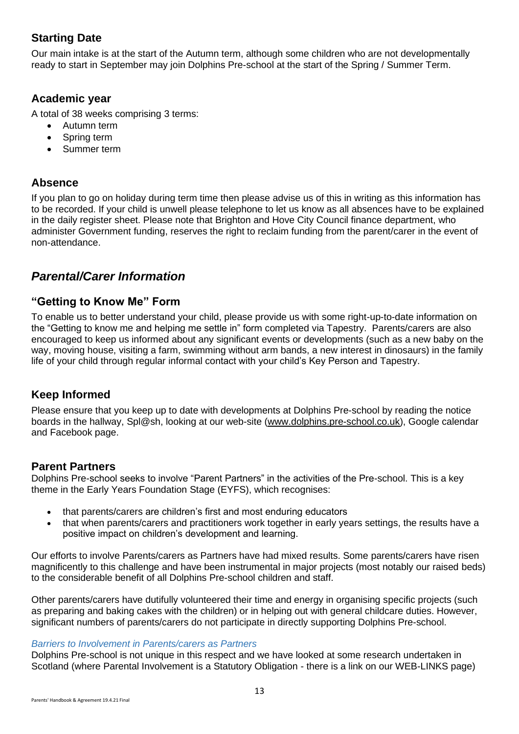## Starting Date

Our main intake is at the start of the Autumn term, although some children who are not developmentally ready to start in September may join Dolphins Pre-school at the start of the Spring / Summer Term.

## Academic year

A total of 38 weeks comprising 3 terms:

- Autumn term
- Spring term
- Summer term

## Absence

If you plan to go on holiday during term time then please advise us of this in writing as this information has to be recorded. If your child is unwell please telephone to let us know as all absences have to be explained in the daily register sheet. Please note that Brighton and Hove City Council finance department, who administer Government funding, reserves the right to reclaim funding from the parent/carer in the event of non-attendance.

# *Parental/Carer Information*

## "Getting to Know Me" Form

To enable us to better understand your child, please provide us with some right-up-to-date information on the "Getting to know me and helping me settle in" form completed via Tapestry. Parents/carers are also encouraged to keep us informed about any significant events or developments (such as a new baby on the way, moving house, visiting a farm, swimming without arm bands, a new interest in dinosaurs) in the family life of your child through regular informal contact with your child's Key Person and Tapestry.

## Keep Informed

Please ensure that you keep up to date with developments at Dolphins Pre-school by reading the notice boards in the hallway, Spl@sh, looking at our web-site (www.dolphins.pre-school.co.uk), Google calendar and Facebook page.

## Parent Partners

Dolphins Pre-school seeks to involve "Parent Partners" in the activities of the Pre-school. This is a key theme in the Early Years Foundation Stage (EYFS), which recognises:

- that parents/carers are children's first and most enduring educators
- that when parents/carers and practitioners work together in early years settings, the results have a positive impact on children's development and learning.

Our efforts to involve Parents/carers as Partners have had mixed results. Some parents/carers have risen magnificently to this challenge and have been instrumental in major projects (most notably our raised beds) to the considerable benefit of all Dolphins Pre-school children and staff.

Other parents/carers have dutifully volunteered their time and energy in organising specific projects (such as preparing and baking cakes with the children) or in helping out with general childcare duties. However, significant numbers of parents/carers do not participate in directly supporting Dolphins Pre-school.

*Barriers to Involvement in Parents/carers as Partners*

Dolphins Pre-school is not unique in this respect and we have looked at some research undertaken in Scotland (where Parental Involvement is a Statutory Obligation - there is a link on our WEB-LINKS page)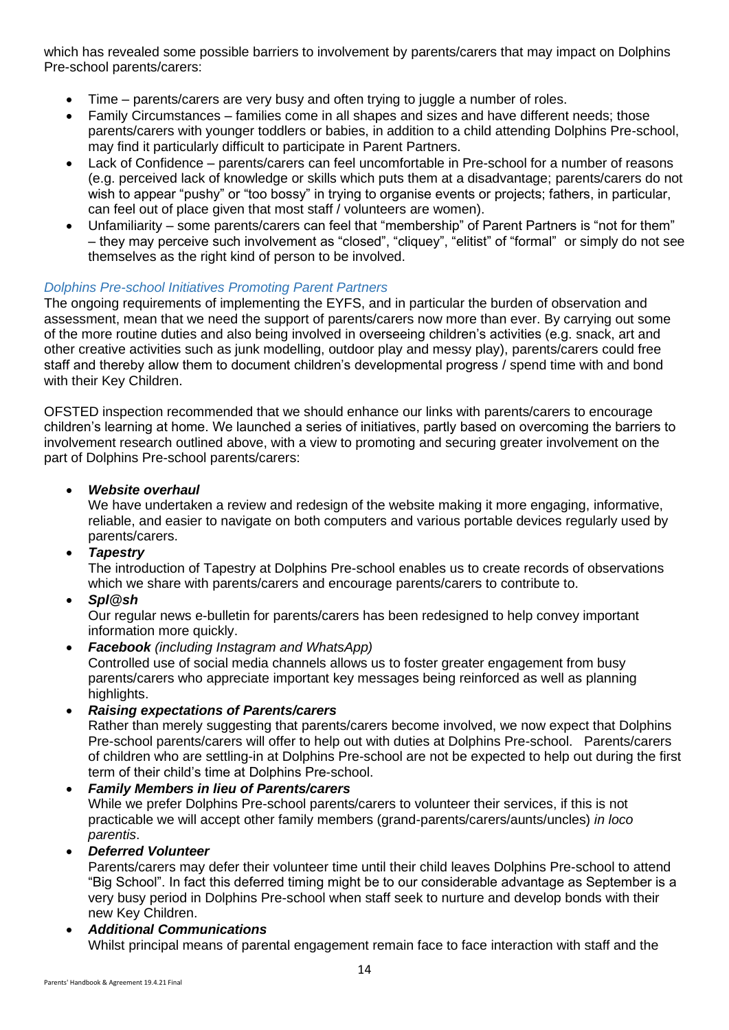which has revealed some possible barriers to involvement by parents/carers that may impact on Dolphins Pre-school parents/carers:

- Time – parents/carers are very busy and often trying to juggle a number of roles.
- Family Circumstances – families come in all shapes and sizes and have different needs; those parents/carers with younger toddlers or babies, in addition to a child attending Dolphins Pre-school, may find it particularly difficult to participate in Parent Partners.
- Lack of Confidence – parents/carers can feel uncomfortable in Pre-school for a number of reasons (e.g. perceived lack of knowledge or skills which puts them at a disadvantage; parents/carers do not wish to appear "pushy" or "too bossy" in trying to organise events or projects; fathers, in particular, can feel out of place given that most staff / volunteers are women).
- Unfamiliarity – some parents/carers can feel that "membership" of Parent Partners is "not for them" – they may perceive such involvement as "closed", "cliquey", "elitist" of "formal" or simply do not see themselves as the right kind of person to be involved.

*Dolphins Pre-school Initiatives Promoting Parent Partners*

The ongoing requirements of implementing the EYFS, and in particular the burden of observation and assessment, mean that we need the support of parents/carers now more than ever. By carrying out some of the more routine duties and also being involved in overseeing children's activities (e.g. snack, art and other creative activities such as junk modelling, outdoor play and messy play), parents/carers could free staff and thereby allow them to document children's developmental progress / spend time with and bond with their Key Children.

OFSTED inspection recommended that we should enhance our links with parents/carers to encourage children's learning at home. We launched a series of initiatives, partly based on overcoming the barriers to involvement research outlined above, with a view to promoting and securing greater involvement on the part of Dolphins Pre-school parents/carers:

- ***Website overhaul***
  We have undertaken a review and redesign of the website making it more engaging, informative, reliable, and easier to navigate on both computers and various portable devices regularly used by parents/carers.
- ***Tapestry***
  The introduction of Tapestry at Dolphins Pre-school enables us to create records of observations which we share with parents/carers and encourage parents/carers to contribute to.
- ***Spl@sh***
  Our regular news e-bulletin for parents/carers has been redesigned to help convey important information more quickly.
- ***Facebook*** *(including Instagram and WhatsApp)*
  Controlled use of social media channels allows us to foster greater engagement from busy parents/carers who appreciate important key messages being reinforced as well as planning highlights.
- ***Raising expectations of Parents/carers***
  Rather than merely suggesting that parents/carers become involved, we now expect that Dolphins Pre-school parents/carers will offer to help out with duties at Dolphins Pre-school. Parents/carers of children who are settling-in at Dolphins Pre-school are not be expected to help out during the first term of their child's time at Dolphins Pre-school.
- ***Family Members in lieu of Parents/carers***
  While we prefer Dolphins Pre-school parents/carers to volunteer their services, if this is not practicable we will accept other family members (grand-parents/carers/aunts/uncles) *in loco parentis*.
- ***Deferred Volunteer***
  Parents/carers may defer their volunteer time until their child leaves Dolphins Pre-school to attend "Big School". In fact this deferred timing might be to our considerable advantage as September is a very busy period in Dolphins Pre-school when staff seek to nurture and develop bonds with their new Key Children.
- ***Additional Communications***
  Whilst principal means of parental engagement remain face to face interaction with staff and the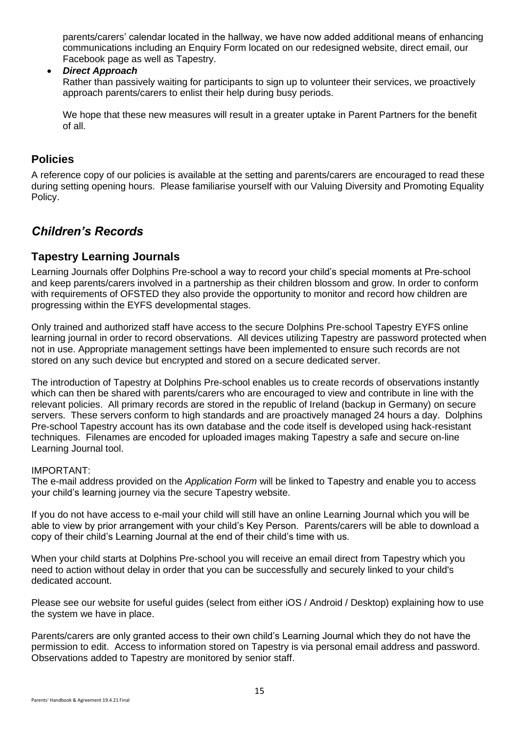parents/carers' calendar located in the hallway, we have now added additional means of enhancing communications including an Enquiry Form located on our redesigned website, direct email, our Facebook page as well as Tapestry.

- ***Direct Approach***
  Rather than passively waiting for participants to sign up to volunteer their services, we proactively approach parents/carers to enlist their help during busy periods.

  We hope that these new measures will result in a greater uptake in Parent Partners for the benefit of all.

## Policies

A reference copy of our policies is available at the setting and parents/carers are encouraged to read these during setting opening hours. Please familiarise yourself with our Valuing Diversity and Promoting Equality Policy.

# *Children's Records*

## Tapestry Learning Journals

Learning Journals offer Dolphins Pre-school a way to record your child's special moments at Pre-school and keep parents/carers involved in a partnership as their children blossom and grow. In order to conform with requirements of OFSTED they also provide the opportunity to monitor and record how children are progressing within the EYFS developmental stages.

Only trained and authorized staff have access to the secure Dolphins Pre-school Tapestry EYFS online learning journal in order to record observations. All devices utilizing Tapestry are password protected when not in use. Appropriate management settings have been implemented to ensure such records are not stored on any such device but encrypted and stored on a secure dedicated server.

The introduction of Tapestry at Dolphins Pre-school enables us to create records of observations instantly which can then be shared with parents/carers who are encouraged to view and contribute in line with the relevant policies. All primary records are stored in the republic of Ireland (backup in Germany) on secure servers. These servers conform to high standards and are proactively managed 24 hours a day. Dolphins Pre-school Tapestry account has its own database and the code itself is developed using hack-resistant techniques. Filenames are encoded for uploaded images making Tapestry a safe and secure on-line Learning Journal tool.

IMPORTANT:
The e-mail address provided on the *Application Form* will be linked to Tapestry and enable you to access your child's learning journey via the secure Tapestry website.

If you do not have access to e-mail your child will still have an online Learning Journal which you will be able to view by prior arrangement with your child's Key Person. Parents/carers will be able to download a copy of their child's Learning Journal at the end of their child's time with us.

When your child starts at Dolphins Pre-school you will receive an email direct from Tapestry which you need to action without delay in order that you can be successfully and securely linked to your child's dedicated account.

Please see our website for useful guides (select from either iOS / Android / Desktop) explaining how to use the system we have in place.

Parents/carers are only granted access to their own child's Learning Journal which they do not have the permission to edit. Access to information stored on Tapestry is via personal email address and password. Observations added to Tapestry are monitored by senior staff.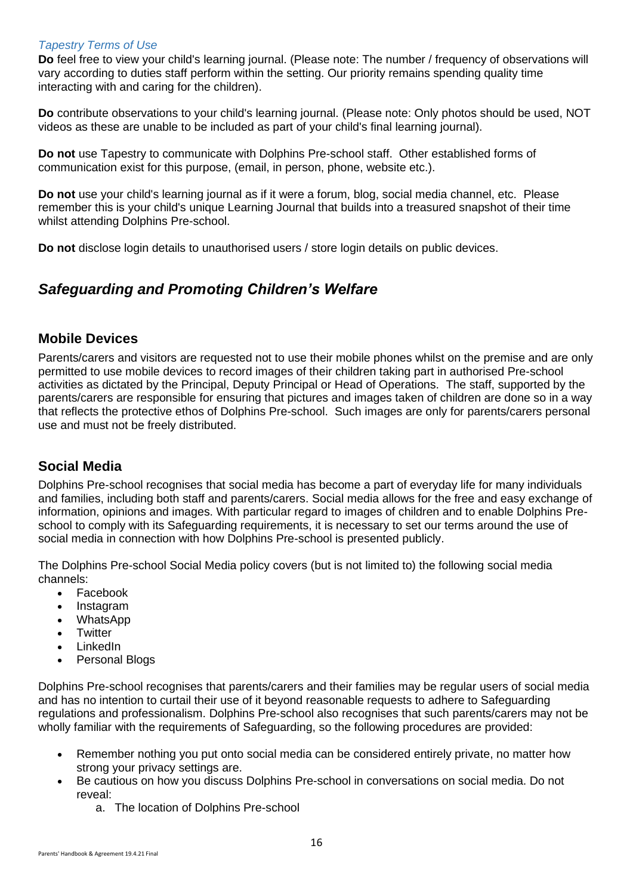*Tapestry Terms of Use*

**Do** feel free to view your child's learning journal. (Please note: The number / frequency of observations will vary according to duties staff perform within the setting. Our priority remains spending quality time interacting with and caring for the children).

**Do** contribute observations to your child's learning journal. (Please note: Only photos should be used, NOT videos as these are unable to be included as part of your child's final learning journal).

**Do not** use Tapestry to communicate with Dolphins Pre-school staff. Other established forms of communication exist for this purpose, (email, in person, phone, website etc.).

**Do not** use your child's learning journal as if it were a forum, blog, social media channel, etc. Please remember this is your child's unique Learning Journal that builds into a treasured snapshot of their time whilst attending Dolphins Pre-school.

**Do not** disclose login details to unauthorised users / store login details on public devices.

## *Safeguarding and Promoting Children's Welfare*

### Mobile Devices

Parents/carers and visitors are requested not to use their mobile phones whilst on the premise and are only permitted to use mobile devices to record images of their children taking part in authorised Pre-school activities as dictated by the Principal, Deputy Principal or Head of Operations. The staff, supported by the parents/carers are responsible for ensuring that pictures and images taken of children are done so in a way that reflects the protective ethos of Dolphins Pre-school. Such images are only for parents/carers personal use and must not be freely distributed.

### Social Media

Dolphins Pre-school recognises that social media has become a part of everyday life for many individuals and families, including both staff and parents/carers. Social media allows for the free and easy exchange of information, opinions and images. With particular regard to images of children and to enable Dolphins Pre-school to comply with its Safeguarding requirements, it is necessary to set our terms around the use of social media in connection with how Dolphins Pre-school is presented publicly.

The Dolphins Pre-school Social Media policy covers (but is not limited to) the following social media channels:

- Facebook
- Instagram
- WhatsApp
- Twitter
- LinkedIn
- Personal Blogs

Dolphins Pre-school recognises that parents/carers and their families may be regular users of social media and has no intention to curtail their use of it beyond reasonable requests to adhere to Safeguarding regulations and professionalism. Dolphins Pre-school also recognises that such parents/carers may not be wholly familiar with the requirements of Safeguarding, so the following procedures are provided:

- Remember nothing you put onto social media can be considered entirely private, no matter how strong your privacy settings are.
- Be cautious on how you discuss Dolphins Pre-school in conversations on social media. Do not reveal:
    a. The location of Dolphins Pre-school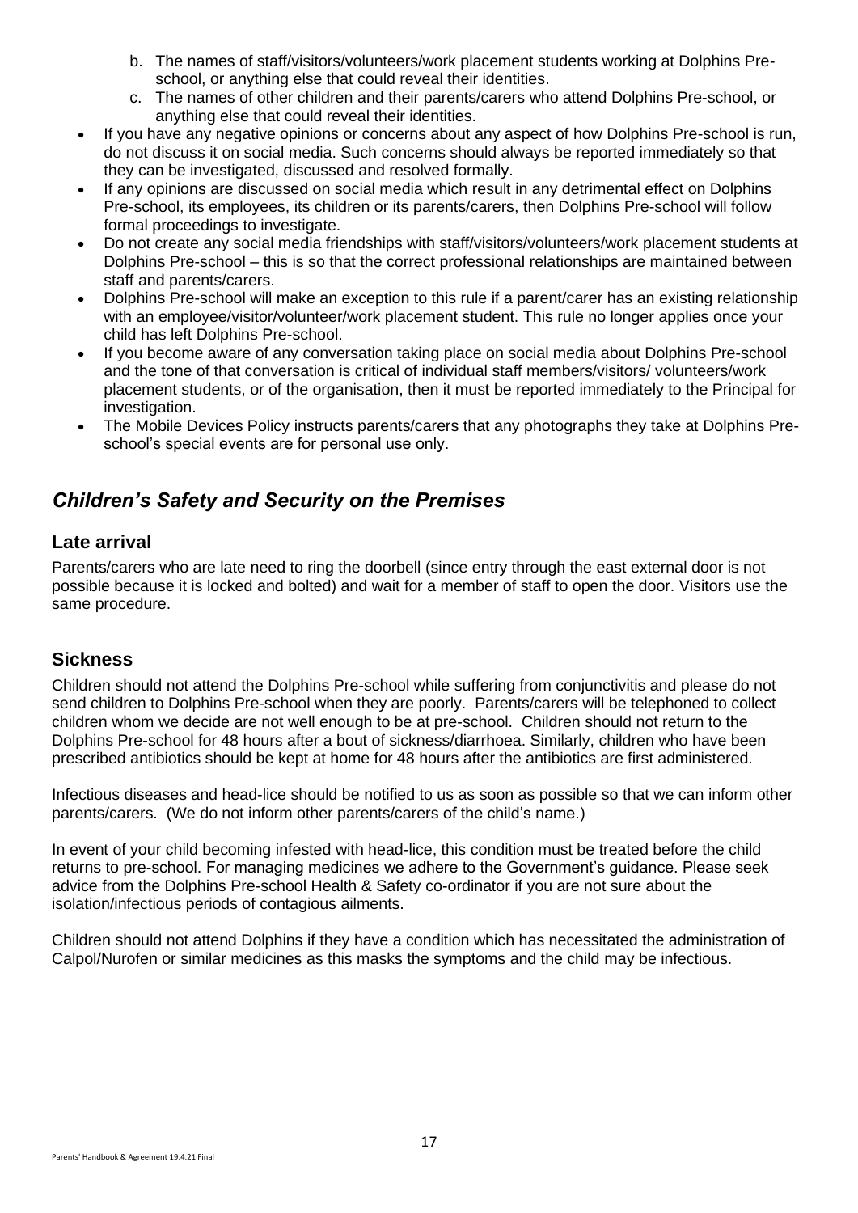b. The names of staff/visitors/volunteers/work placement students working at Dolphins Pre-school, or anything else that could reveal their identities.
   c. The names of other children and their parents/carers who attend Dolphins Pre-school, or anything else that could reveal their identities.

- If you have any negative opinions or concerns about any aspect of how Dolphins Pre-school is run, do not discuss it on social media. Such concerns should always be reported immediately so that they can be investigated, discussed and resolved formally.
- If any opinions are discussed on social media which result in any detrimental effect on Dolphins Pre-school, its employees, its children or its parents/carers, then Dolphins Pre-school will follow formal proceedings to investigate.
- Do not create any social media friendships with staff/visitors/volunteers/work placement students at Dolphins Pre-school – this is so that the correct professional relationships are maintained between staff and parents/carers.
- Dolphins Pre-school will make an exception to this rule if a parent/carer has an existing relationship with an employee/visitor/volunteer/work placement student. This rule no longer applies once your child has left Dolphins Pre-school.
- If you become aware of any conversation taking place on social media about Dolphins Pre-school and the tone of that conversation is critical of individual staff members/visitors/ volunteers/work placement students, or of the organisation, then it must be reported immediately to the Principal for investigation.
- The Mobile Devices Policy instructs parents/carers that any photographs they take at Dolphins Pre-school's special events are for personal use only.

## *Children's Safety and Security on the Premises*

### Late arrival

Parents/carers who are late need to ring the doorbell (since entry through the east external door is not possible because it is locked and bolted) and wait for a member of staff to open the door. Visitors use the same procedure.

### Sickness

Children should not attend the Dolphins Pre-school while suffering from conjunctivitis and please do not send children to Dolphins Pre-school when they are poorly. Parents/carers will be telephoned to collect children whom we decide are not well enough to be at pre-school. Children should not return to the Dolphins Pre-school for 48 hours after a bout of sickness/diarrhoea. Similarly, children who have been prescribed antibiotics should be kept at home for 48 hours after the antibiotics are first administered.

Infectious diseases and head-lice should be notified to us as soon as possible so that we can inform other parents/carers. (We do not inform other parents/carers of the child's name.)

In event of your child becoming infested with head-lice, this condition must be treated before the child returns to pre-school. For managing medicines we adhere to the Government's guidance. Please seek advice from the Dolphins Pre-school Health & Safety co-ordinator if you are not sure about the isolation/infectious periods of contagious ailments.

Children should not attend Dolphins if they have a condition which has necessitated the administration of Calpol/Nurofen or similar medicines as this masks the symptoms and the child may be infectious.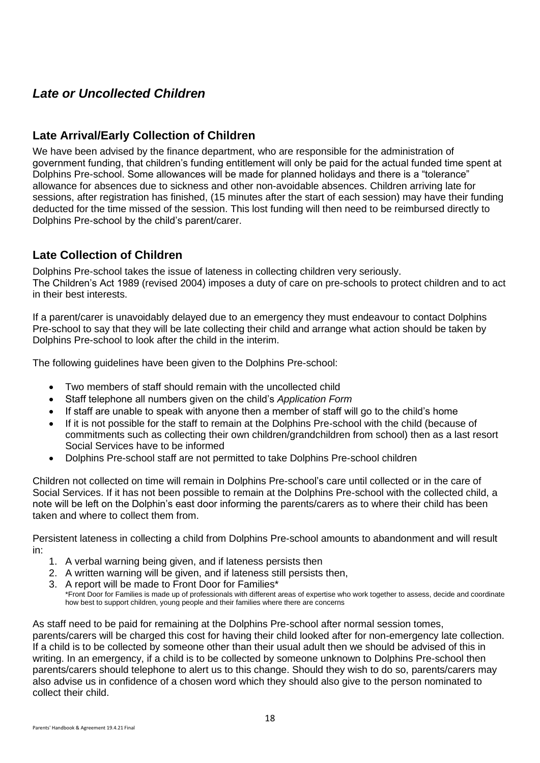## *Late or Uncollected Children*

### Late Arrival/Early Collection of Children

We have been advised by the finance department, who are responsible for the administration of government funding, that children's funding entitlement will only be paid for the actual funded time spent at Dolphins Pre-school. Some allowances will be made for planned holidays and there is a "tolerance" allowance for absences due to sickness and other non-avoidable absences. Children arriving late for sessions, after registration has finished, (15 minutes after the start of each session) may have their funding deducted for the time missed of the session. This lost funding will then need to be reimbursed directly to Dolphins Pre-school by the child's parent/carer.

### Late Collection of Children

Dolphins Pre-school takes the issue of lateness in collecting children very seriously.
The Children's Act 1989 (revised 2004) imposes a duty of care on pre-schools to protect children and to act in their best interests.

If a parent/carer is unavoidably delayed due to an emergency they must endeavour to contact Dolphins Pre-school to say that they will be late collecting their child and arrange what action should be taken by Dolphins Pre-school to look after the child in the interim.

The following guidelines have been given to the Dolphins Pre-school:

- Two members of staff should remain with the uncollected child
- Staff telephone all numbers given on the child's *Application Form*
- If staff are unable to speak with anyone then a member of staff will go to the child's home
- If it is not possible for the staff to remain at the Dolphins Pre-school with the child (because of commitments such as collecting their own children/grandchildren from school) then as a last resort Social Services have to be informed
- Dolphins Pre-school staff are not permitted to take Dolphins Pre-school children

Children not collected on time will remain in Dolphins Pre-school's care until collected or in the care of Social Services. If it has not been possible to remain at the Dolphins Pre-school with the collected child, a note will be left on the Dolphin's east door informing the parents/carers as to where their child has been taken and where to collect them from.

Persistent lateness in collecting a child from Dolphins Pre-school amounts to abandonment and will result in:

1. A verbal warning being given, and if lateness persists then
2. A written warning will be given, and if lateness still persists then,
3. A report will be made to Front Door for Families*

*Front Door for Families is made up of professionals with different areas of expertise who work together to assess, decide and coordinate how best to support children, young people and their families where there are concerns

As staff need to be paid for remaining at the Dolphins Pre-school after normal session tomes, parents/carers will be charged this cost for having their child looked after for non-emergency late collection. If a child is to be collected by someone other than their usual adult then we should be advised of this in writing. In an emergency, if a child is to be collected by someone unknown to Dolphins Pre-school then parents/carers should telephone to alert us to this change. Should they wish to do so, parents/carers may also advise us in confidence of a chosen word which they should also give to the person nominated to collect their child.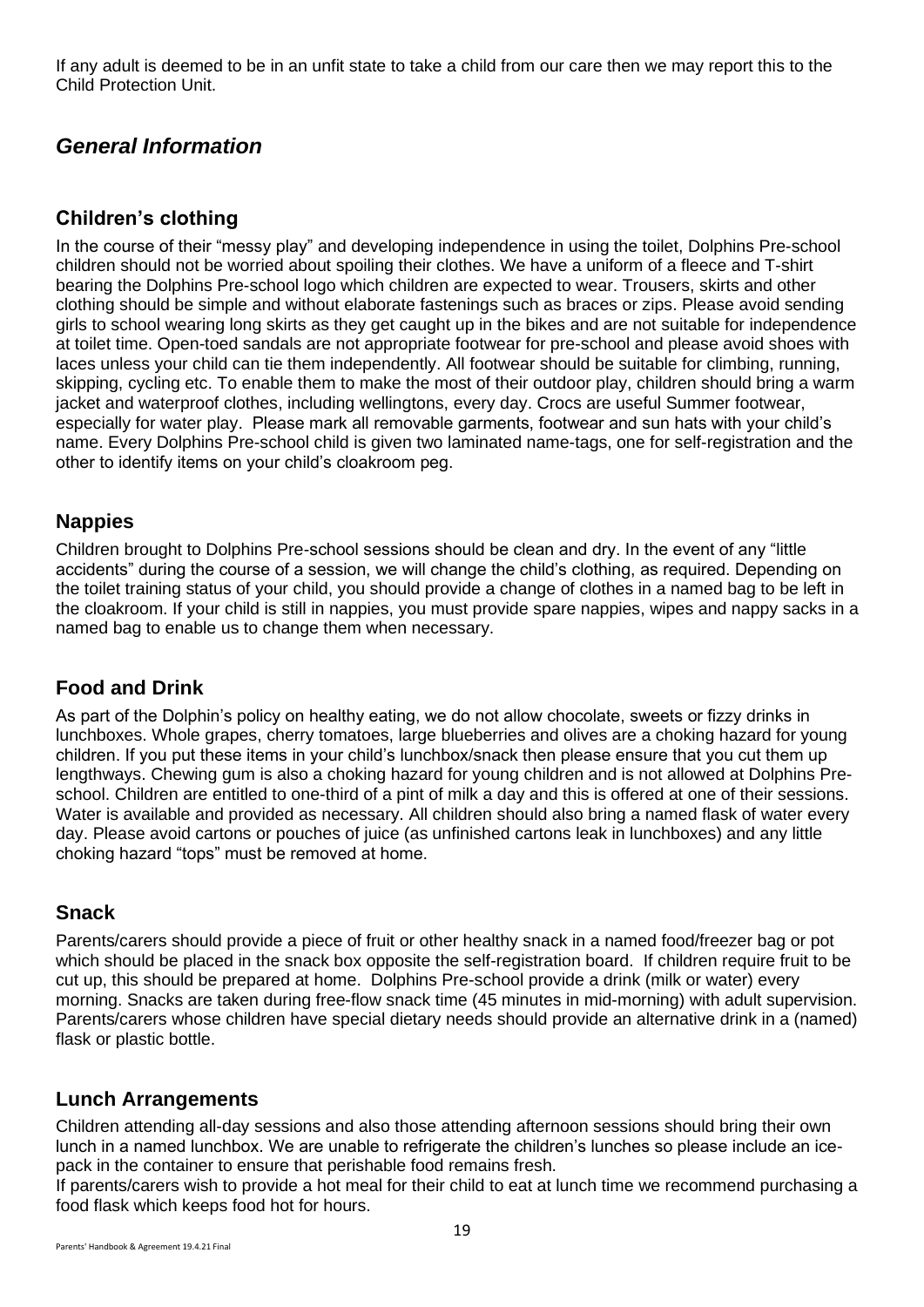If any adult is deemed to be in an unfit state to take a child from our care then we may report this to the Child Protection Unit.

## *General Information*

### Children's clothing

In the course of their "messy play" and developing independence in using the toilet, Dolphins Pre-school children should not be worried about spoiling their clothes. We have a uniform of a fleece and T-shirt bearing the Dolphins Pre-school logo which children are expected to wear. Trousers, skirts and other clothing should be simple and without elaborate fastenings such as braces or zips. Please avoid sending girls to school wearing long skirts as they get caught up in the bikes and are not suitable for independence at toilet time. Open-toed sandals are not appropriate footwear for pre-school and please avoid shoes with laces unless your child can tie them independently. All footwear should be suitable for climbing, running, skipping, cycling etc. To enable them to make the most of their outdoor play, children should bring a warm jacket and waterproof clothes, including wellingtons, every day. Crocs are useful Summer footwear, especially for water play. Please mark all removable garments, footwear and sun hats with your child's name. Every Dolphins Pre-school child is given two laminated name-tags, one for self-registration and the other to identify items on your child's cloakroom peg.

### Nappies

Children brought to Dolphins Pre-school sessions should be clean and dry. In the event of any "little accidents" during the course of a session, we will change the child's clothing, as required. Depending on the toilet training status of your child, you should provide a change of clothes in a named bag to be left in the cloakroom. If your child is still in nappies, you must provide spare nappies, wipes and nappy sacks in a named bag to enable us to change them when necessary.

### Food and Drink

As part of the Dolphin's policy on healthy eating, we do not allow chocolate, sweets or fizzy drinks in lunchboxes. Whole grapes, cherry tomatoes, large blueberries and olives are a choking hazard for young children. If you put these items in your child's lunchbox/snack then please ensure that you cut them up lengthways. Chewing gum is also a choking hazard for young children and is not allowed at Dolphins Pre-school. Children are entitled to one-third of a pint of milk a day and this is offered at one of their sessions. Water is available and provided as necessary. All children should also bring a named flask of water every day. Please avoid cartons or pouches of juice (as unfinished cartons leak in lunchboxes) and any little choking hazard "tops" must be removed at home.

### Snack

Parents/carers should provide a piece of fruit or other healthy snack in a named food/freezer bag or pot which should be placed in the snack box opposite the self-registration board. If children require fruit to be cut up, this should be prepared at home. Dolphins Pre-school provide a drink (milk or water) every morning. Snacks are taken during free-flow snack time (45 minutes in mid-morning) with adult supervision. Parents/carers whose children have special dietary needs should provide an alternative drink in a (named) flask or plastic bottle.

### Lunch Arrangements

Children attending all-day sessions and also those attending afternoon sessions should bring their own lunch in a named lunchbox. We are unable to refrigerate the children's lunches so please include an ice-pack in the container to ensure that perishable food remains fresh.

If parents/carers wish to provide a hot meal for their child to eat at lunch time we recommend purchasing a food flask which keeps food hot for hours.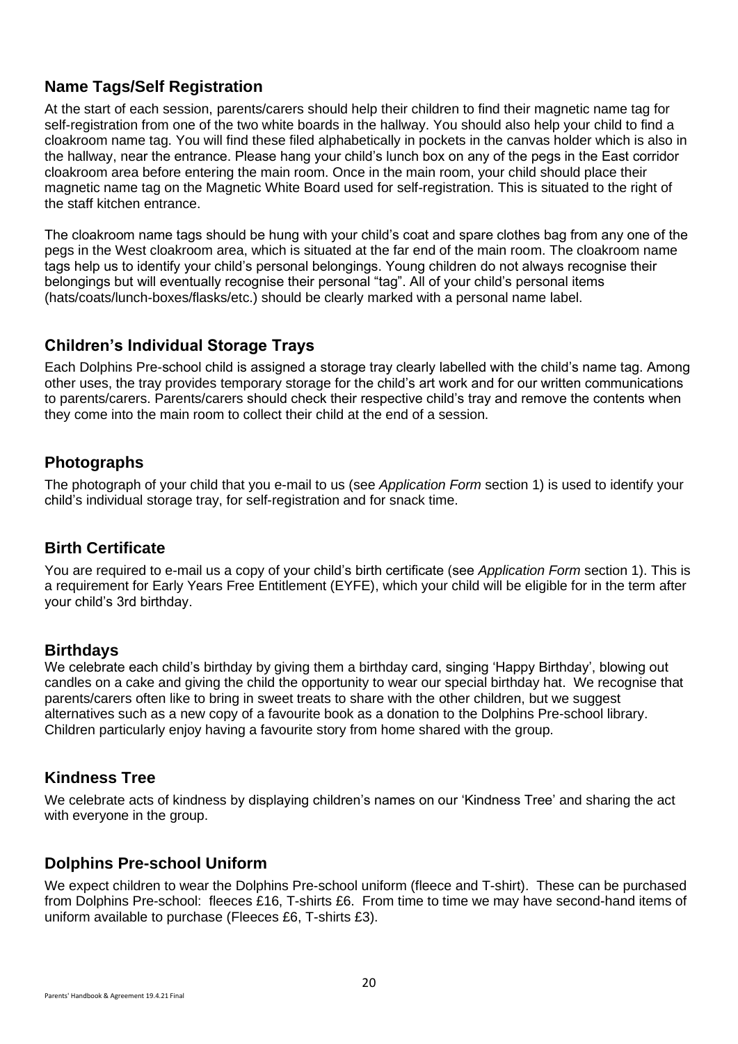## Name Tags/Self Registration

At the start of each session, parents/carers should help their children to find their magnetic name tag for self-registration from one of the two white boards in the hallway. You should also help your child to find a cloakroom name tag. You will find these filed alphabetically in pockets in the canvas holder which is also in the hallway, near the entrance. Please hang your child's lunch box on any of the pegs in the East corridor cloakroom area before entering the main room. Once in the main room, your child should place their magnetic name tag on the Magnetic White Board used for self-registration. This is situated to the right of the staff kitchen entrance.

The cloakroom name tags should be hung with your child's coat and spare clothes bag from any one of the pegs in the West cloakroom area, which is situated at the far end of the main room. The cloakroom name tags help us to identify your child's personal belongings. Young children do not always recognise their belongings but will eventually recognise their personal "tag". All of your child's personal items (hats/coats/lunch-boxes/flasks/etc.) should be clearly marked with a personal name label.

## Children's Individual Storage Trays

Each Dolphins Pre-school child is assigned a storage tray clearly labelled with the child's name tag. Among other uses, the tray provides temporary storage for the child's art work and for our written communications to parents/carers. Parents/carers should check their respective child's tray and remove the contents when they come into the main room to collect their child at the end of a session.

## Photographs

The photograph of your child that you e-mail to us (see *Application Form* section 1) is used to identify your child's individual storage tray, for self-registration and for snack time.

## Birth Certificate

You are required to e-mail us a copy of your child's birth certificate (see *Application Form* section 1). This is a requirement for Early Years Free Entitlement (EYFE), which your child will be eligible for in the term after your child's 3rd birthday.

## Birthdays

We celebrate each child's birthday by giving them a birthday card, singing 'Happy Birthday', blowing out candles on a cake and giving the child the opportunity to wear our special birthday hat. We recognise that parents/carers often like to bring in sweet treats to share with the other children, but we suggest alternatives such as a new copy of a favourite book as a donation to the Dolphins Pre-school library. Children particularly enjoy having a favourite story from home shared with the group.

## Kindness Tree

We celebrate acts of kindness by displaying children's names on our 'Kindness Tree' and sharing the act with everyone in the group.

## Dolphins Pre-school Uniform

We expect children to wear the Dolphins Pre-school uniform (fleece and T-shirt). These can be purchased from Dolphins Pre-school: fleeces £16, T-shirts £6. From time to time we may have second-hand items of uniform available to purchase (Fleeces £6, T-shirts £3).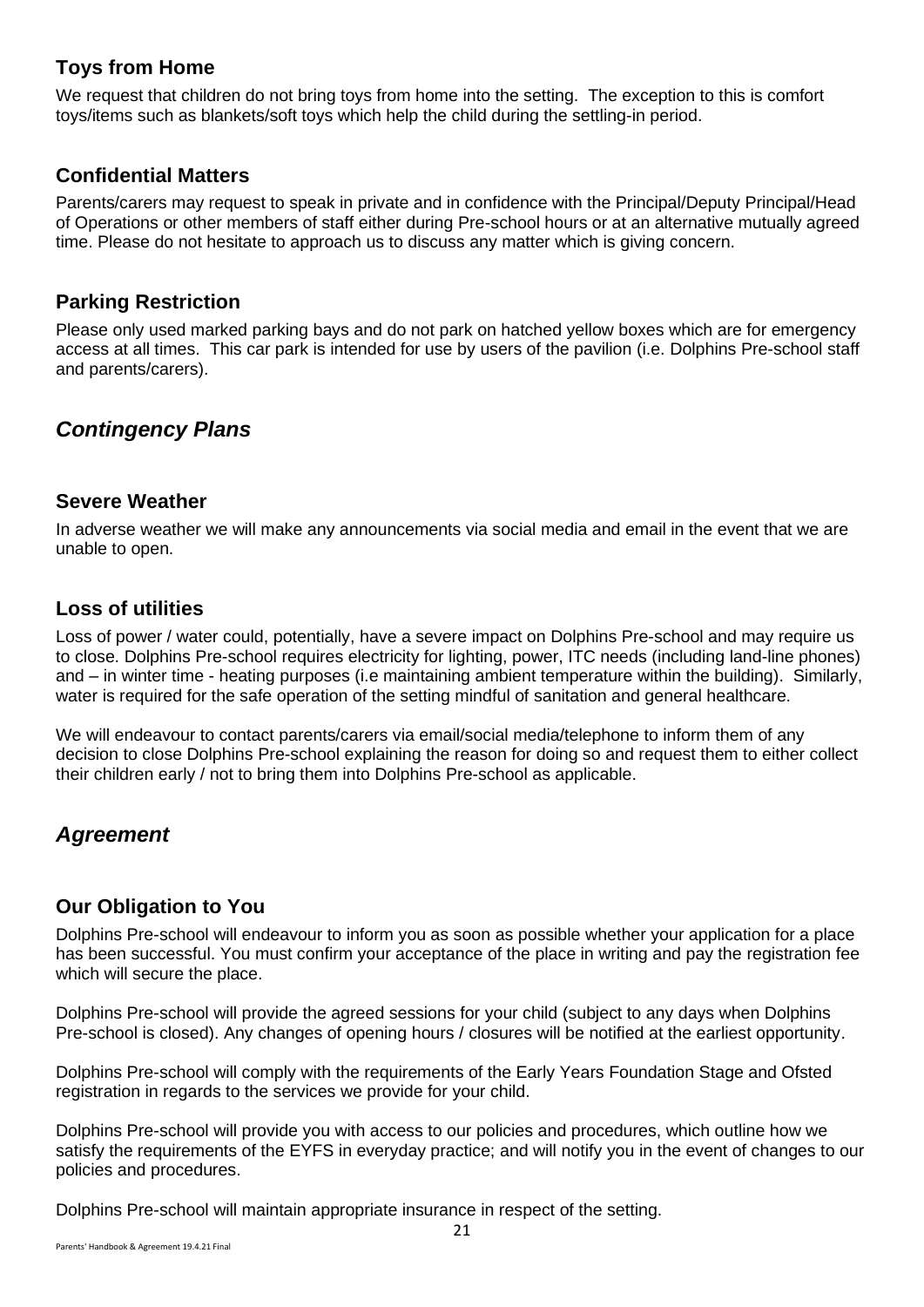### Toys from Home

We request that children do not bring toys from home into the setting. The exception to this is comfort toys/items such as blankets/soft toys which help the child during the settling-in period.

### Confidential Matters

Parents/carers may request to speak in private and in confidence with the Principal/Deputy Principal/Head of Operations or other members of staff either during Pre-school hours or at an alternative mutually agreed time. Please do not hesitate to approach us to discuss any matter which is giving concern.

### Parking Restriction

Please only used marked parking bays and do not park on hatched yellow boxes which are for emergency access at all times. This car park is intended for use by users of the pavilion (i.e. Dolphins Pre-school staff and parents/carers).

## *Contingency Plans*

### Severe Weather

In adverse weather we will make any announcements via social media and email in the event that we are unable to open.

### Loss of utilities

Loss of power / water could, potentially, have a severe impact on Dolphins Pre-school and may require us to close. Dolphins Pre-school requires electricity for lighting, power, ITC needs (including land-line phones) and – in winter time - heating purposes (i.e maintaining ambient temperature within the building). Similarly, water is required for the safe operation of the setting mindful of sanitation and general healthcare.

We will endeavour to contact parents/carers via email/social media/telephone to inform them of any decision to close Dolphins Pre-school explaining the reason for doing so and request them to either collect their children early / not to bring them into Dolphins Pre-school as applicable.

## *Agreement*

### Our Obligation to You

Dolphins Pre-school will endeavour to inform you as soon as possible whether your application for a place has been successful. You must confirm your acceptance of the place in writing and pay the registration fee which will secure the place.

Dolphins Pre-school will provide the agreed sessions for your child (subject to any days when Dolphins Pre-school is closed). Any changes of opening hours / closures will be notified at the earliest opportunity.

Dolphins Pre-school will comply with the requirements of the Early Years Foundation Stage and Ofsted registration in regards to the services we provide for your child.

Dolphins Pre-school will provide you with access to our policies and procedures, which outline how we satisfy the requirements of the EYFS in everyday practice; and will notify you in the event of changes to our policies and procedures.

Dolphins Pre-school will maintain appropriate insurance in respect of the setting.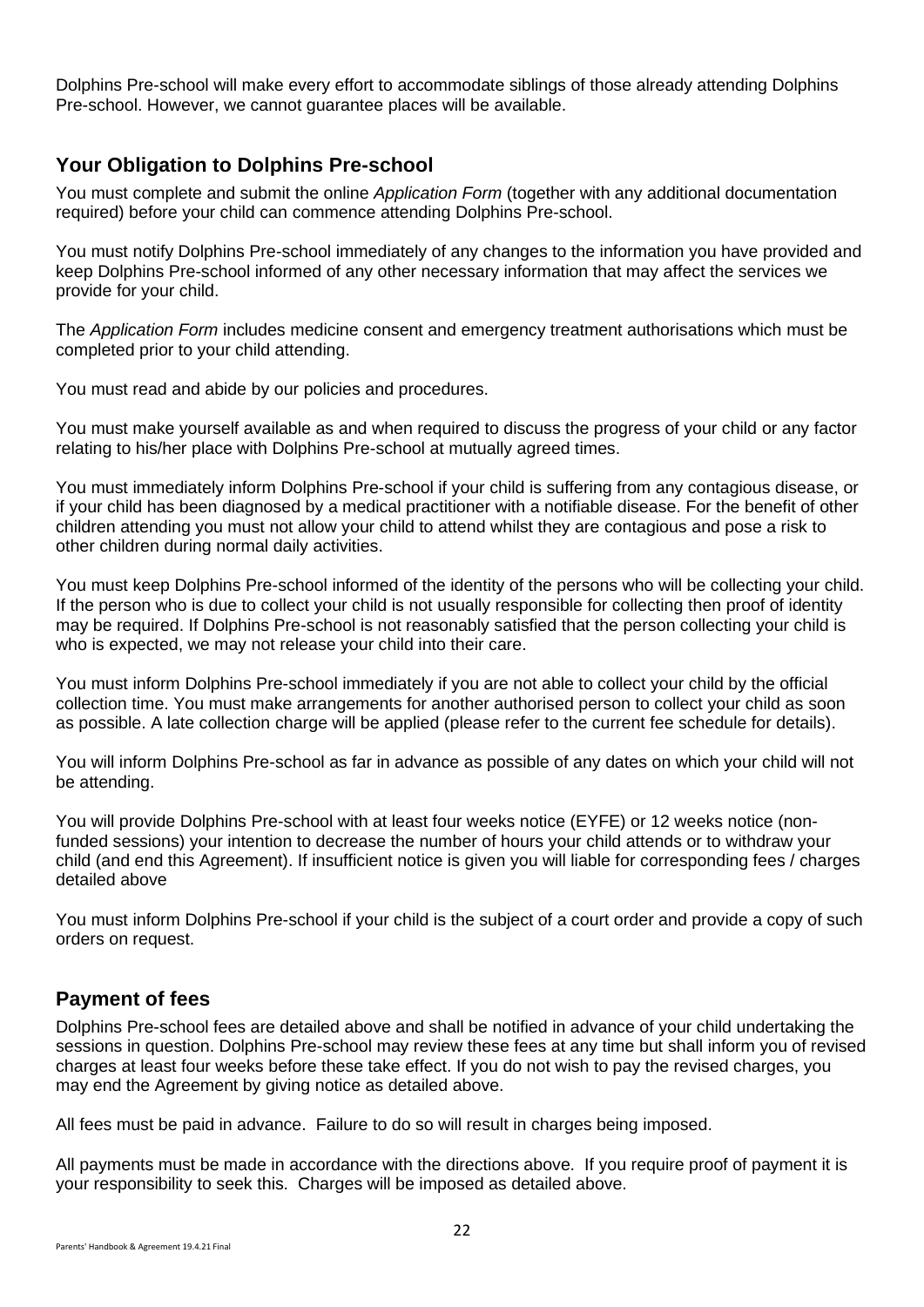Dolphins Pre-school will make every effort to accommodate siblings of those already attending Dolphins Pre-school. However, we cannot guarantee places will be available.

## Your Obligation to Dolphins Pre-school

You must complete and submit the online *Application Form* (together with any additional documentation required) before your child can commence attending Dolphins Pre-school.

You must notify Dolphins Pre-school immediately of any changes to the information you have provided and keep Dolphins Pre-school informed of any other necessary information that may affect the services we provide for your child.

The *Application Form* includes medicine consent and emergency treatment authorisations which must be completed prior to your child attending.

You must read and abide by our policies and procedures.

You must make yourself available as and when required to discuss the progress of your child or any factor relating to his/her place with Dolphins Pre-school at mutually agreed times.

You must immediately inform Dolphins Pre-school if your child is suffering from any contagious disease, or if your child has been diagnosed by a medical practitioner with a notifiable disease. For the benefit of other children attending you must not allow your child to attend whilst they are contagious and pose a risk to other children during normal daily activities.

You must keep Dolphins Pre-school informed of the identity of the persons who will be collecting your child. If the person who is due to collect your child is not usually responsible for collecting then proof of identity may be required. If Dolphins Pre-school is not reasonably satisfied that the person collecting your child is who is expected, we may not release your child into their care.

You must inform Dolphins Pre-school immediately if you are not able to collect your child by the official collection time. You must make arrangements for another authorised person to collect your child as soon as possible. A late collection charge will be applied (please refer to the current fee schedule for details).

You will inform Dolphins Pre-school as far in advance as possible of any dates on which your child will not be attending.

You will provide Dolphins Pre-school with at least four weeks notice (EYFE) or 12 weeks notice (non-funded sessions) your intention to decrease the number of hours your child attends or to withdraw your child (and end this Agreement). If insufficient notice is given you will liable for corresponding fees / charges detailed above

You must inform Dolphins Pre-school if your child is the subject of a court order and provide a copy of such orders on request.

## Payment of fees

Dolphins Pre-school fees are detailed above and shall be notified in advance of your child undertaking the sessions in question. Dolphins Pre-school may review these fees at any time but shall inform you of revised charges at least four weeks before these take effect. If you do not wish to pay the revised charges, you may end the Agreement by giving notice as detailed above.

All fees must be paid in advance. Failure to do so will result in charges being imposed.

All payments must be made in accordance with the directions above. If you require proof of payment it is your responsibility to seek this. Charges will be imposed as detailed above.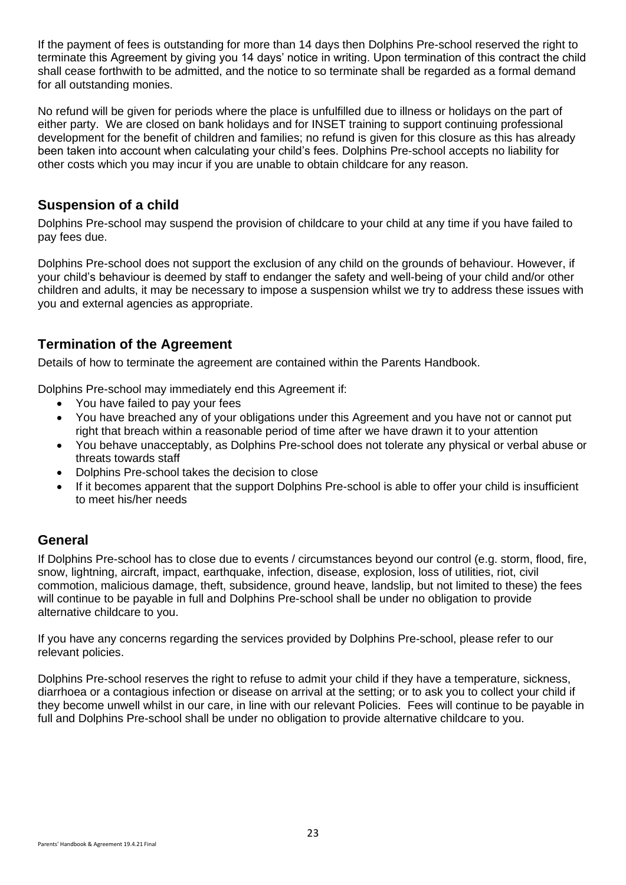If the payment of fees is outstanding for more than 14 days then Dolphins Pre-school reserved the right to terminate this Agreement by giving you 14 days' notice in writing. Upon termination of this contract the child shall cease forthwith to be admitted, and the notice to so terminate shall be regarded as a formal demand for all outstanding monies.

No refund will be given for periods where the place is unfulfilled due to illness or holidays on the part of either party. We are closed on bank holidays and for INSET training to support continuing professional development for the benefit of children and families; no refund is given for this closure as this has already been taken into account when calculating your child's fees. Dolphins Pre-school accepts no liability for other costs which you may incur if you are unable to obtain childcare for any reason.

## Suspension of a child

Dolphins Pre-school may suspend the provision of childcare to your child at any time if you have failed to pay fees due.

Dolphins Pre-school does not support the exclusion of any child on the grounds of behaviour. However, if your child's behaviour is deemed by staff to endanger the safety and well-being of your child and/or other children and adults, it may be necessary to impose a suspension whilst we try to address these issues with you and external agencies as appropriate.

## Termination of the Agreement

Details of how to terminate the agreement are contained within the Parents Handbook.

Dolphins Pre-school may immediately end this Agreement if:

- You have failed to pay your fees
- You have breached any of your obligations under this Agreement and you have not or cannot put right that breach within a reasonable period of time after we have drawn it to your attention
- You behave unacceptably, as Dolphins Pre-school does not tolerate any physical or verbal abuse or threats towards staff
- Dolphins Pre-school takes the decision to close
- If it becomes apparent that the support Dolphins Pre-school is able to offer your child is insufficient to meet his/her needs

## General

If Dolphins Pre-school has to close due to events / circumstances beyond our control (e.g. storm, flood, fire, snow, lightning, aircraft, impact, earthquake, infection, disease, explosion, loss of utilities, riot, civil commotion, malicious damage, theft, subsidence, ground heave, landslip, but not limited to these) the fees will continue to be payable in full and Dolphins Pre-school shall be under no obligation to provide alternative childcare to you.

If you have any concerns regarding the services provided by Dolphins Pre-school, please refer to our relevant policies.

Dolphins Pre-school reserves the right to refuse to admit your child if they have a temperature, sickness, diarrhoea or a contagious infection or disease on arrival at the setting; or to ask you to collect your child if they become unwell whilst in our care, in line with our relevant Policies. Fees will continue to be payable in full and Dolphins Pre-school shall be under no obligation to provide alternative childcare to you.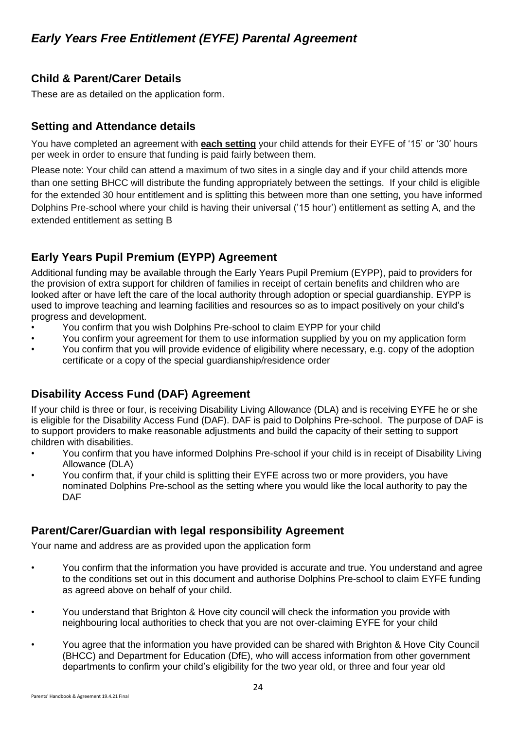# *Early Years Free Entitlement (EYFE) Parental Agreement*

## Child & Parent/Carer Details

These are as detailed on the application form.

## Setting and Attendance details

You have completed an agreement with **each setting** your child attends for their EYFE of '15' or '30' hours per week in order to ensure that funding is paid fairly between them.

Please note: Your child can attend a maximum of two sites in a single day and if your child attends more than one setting BHCC will distribute the funding appropriately between the settings. If your child is eligible for the extended 30 hour entitlement and is splitting this between more than one setting, you have informed Dolphins Pre-school where your child is having their universal ('15 hour') entitlement as setting A, and the extended entitlement as setting B

## Early Years Pupil Premium (EYPP) Agreement

Additional funding may be available through the Early Years Pupil Premium (EYPP), paid to providers for the provision of extra support for children of families in receipt of certain benefits and children who are looked after or have left the care of the local authority through adoption or special guardianship. EYPP is used to improve teaching and learning facilities and resources so as to impact positively on your child's progress and development.

- You confirm that you wish Dolphins Pre-school to claim EYPP for your child
- You confirm your agreement for them to use information supplied by you on my application form
- You confirm that you will provide evidence of eligibility where necessary, e.g. copy of the adoption certificate or a copy of the special guardianship/residence order

## Disability Access Fund (DAF) Agreement

If your child is three or four, is receiving Disability Living Allowance (DLA) and is receiving EYFE he or she is eligible for the Disability Access Fund (DAF). DAF is paid to Dolphins Pre-school. The purpose of DAF is to support providers to make reasonable adjustments and build the capacity of their setting to support children with disabilities.

- You confirm that you have informed Dolphins Pre-school if your child is in receipt of Disability Living Allowance (DLA)
- You confirm that, if your child is splitting their EYFE across two or more providers, you have nominated Dolphins Pre-school as the setting where you would like the local authority to pay the DAF

## Parent/Carer/Guardian with legal responsibility Agreement

Your name and address are as provided upon the application form

- You confirm that the information you have provided is accurate and true. You understand and agree to the conditions set out in this document and authorise Dolphins Pre-school to claim EYFE funding as agreed above on behalf of your child.
- You understand that Brighton & Hove city council will check the information you provide with neighbouring local authorities to check that you are not over-claiming EYFE for your child
- You agree that the information you have provided can be shared with Brighton & Hove City Council (BHCC) and Department for Education (DfE), who will access information from other government departments to confirm your child's eligibility for the two year old, or three and four year old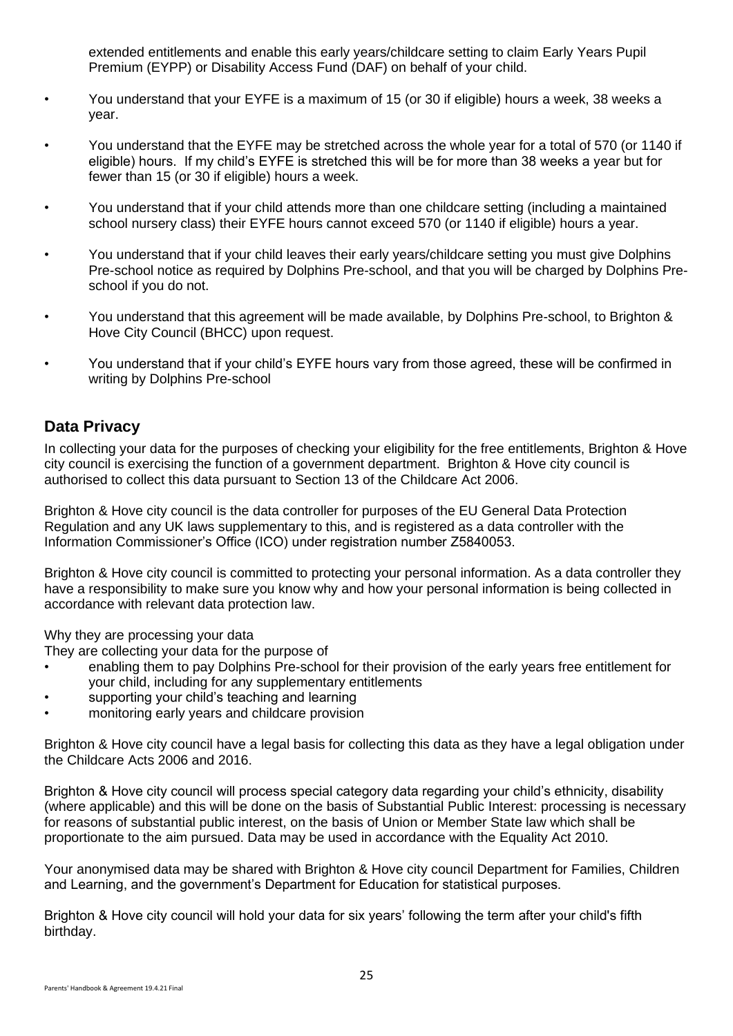extended entitlements and enable this early years/childcare setting to claim Early Years Pupil Premium (EYPP) or Disability Access Fund (DAF) on behalf of your child.

- You understand that your EYFE is a maximum of 15 (or 30 if eligible) hours a week, 38 weeks a year.
- You understand that the EYFE may be stretched across the whole year for a total of 570 (or 1140 if eligible) hours. If my child's EYFE is stretched this will be for more than 38 weeks a year but for fewer than 15 (or 30 if eligible) hours a week.
- You understand that if your child attends more than one childcare setting (including a maintained school nursery class) their EYFE hours cannot exceed 570 (or 1140 if eligible) hours a year.
- You understand that if your child leaves their early years/childcare setting you must give Dolphins Pre-school notice as required by Dolphins Pre-school, and that you will be charged by Dolphins Pre-school if you do not.
- You understand that this agreement will be made available, by Dolphins Pre-school, to Brighton & Hove City Council (BHCC) upon request.
- You understand that if your child's EYFE hours vary from those agreed, these will be confirmed in writing by Dolphins Pre-school

## Data Privacy

In collecting your data for the purposes of checking your eligibility for the free entitlements, Brighton & Hove city council is exercising the function of a government department. Brighton & Hove city council is authorised to collect this data pursuant to Section 13 of the Childcare Act 2006.

Brighton & Hove city council is the data controller for purposes of the EU General Data Protection Regulation and any UK laws supplementary to this, and is registered as a data controller with the Information Commissioner's Office (ICO) under registration number Z5840053.

Brighton & Hove city council is committed to protecting your personal information. As a data controller they have a responsibility to make sure you know why and how your personal information is being collected in accordance with relevant data protection law.

Why they are processing your data

They are collecting your data for the purpose of

- enabling them to pay Dolphins Pre-school for their provision of the early years free entitlement for your child, including for any supplementary entitlements
- supporting your child's teaching and learning
- monitoring early years and childcare provision

Brighton & Hove city council have a legal basis for collecting this data as they have a legal obligation under the Childcare Acts 2006 and 2016.

Brighton & Hove city council will process special category data regarding your child's ethnicity, disability (where applicable) and this will be done on the basis of Substantial Public Interest: processing is necessary for reasons of substantial public interest, on the basis of Union or Member State law which shall be proportionate to the aim pursued. Data may be used in accordance with the Equality Act 2010.

Your anonymised data may be shared with Brighton & Hove city council Department for Families, Children and Learning, and the government's Department for Education for statistical purposes.

Brighton & Hove city council will hold your data for six years' following the term after your child's fifth birthday.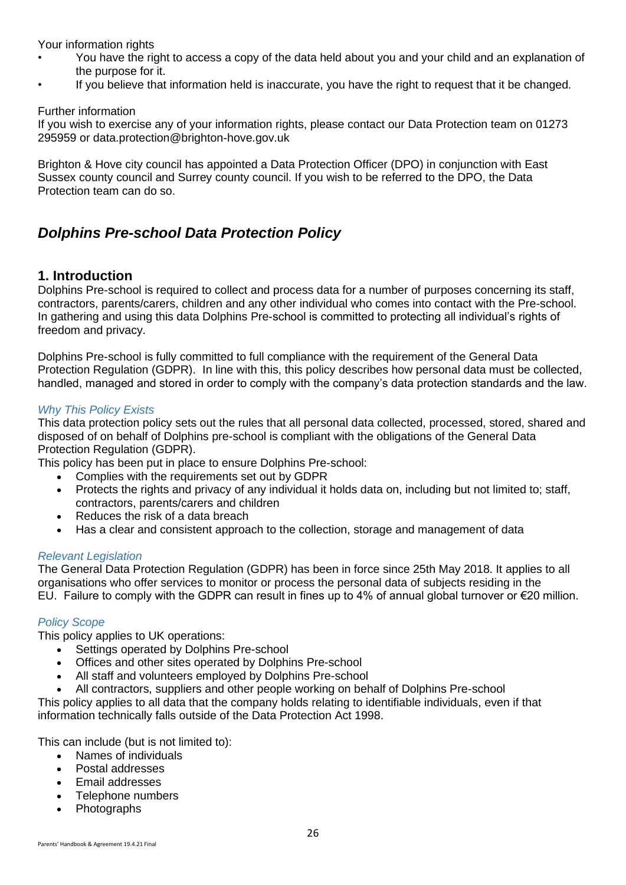Your information rights

- You have the right to access a copy of the data held about you and your child and an explanation of the purpose for it.
- If you believe that information held is inaccurate, you have the right to request that it be changed.

Further information
If you wish to exercise any of your information rights, please contact our Data Protection team on 01273 295959 or data.protection@brighton-hove.gov.uk

Brighton & Hove city council has appointed a Data Protection Officer (DPO) in conjunction with East Sussex county council and Surrey county council. If you wish to be referred to the DPO, the Data Protection team can do so.

## *Dolphins Pre-school Data Protection Policy*

### 1. Introduction

Dolphins Pre-school is required to collect and process data for a number of purposes concerning its staff, contractors, parents/carers, children and any other individual who comes into contact with the Pre-school. In gathering and using this data Dolphins Pre-school is committed to protecting all individual's rights of freedom and privacy.

Dolphins Pre-school is fully committed to full compliance with the requirement of the General Data Protection Regulation (GDPR). In line with this, this policy describes how personal data must be collected, handled, managed and stored in order to comply with the company's data protection standards and the law.

*Why This Policy Exists*

This data protection policy sets out the rules that all personal data collected, processed, stored, shared and disposed of on behalf of Dolphins pre-school is compliant with the obligations of the General Data Protection Regulation (GDPR).

This policy has been put in place to ensure Dolphins Pre-school:

- Complies with the requirements set out by GDPR
- Protects the rights and privacy of any individual it holds data on, including but not limited to; staff, contractors, parents/carers and children
- Reduces the risk of a data breach
- Has a clear and consistent approach to the collection, storage and management of data

*Relevant Legislation*

The General Data Protection Regulation (GDPR) has been in force since 25th May 2018. It applies to all organisations who offer services to monitor or process the personal data of subjects residing in the EU. Failure to comply with the GDPR can result in fines up to 4% of annual global turnover or €20 million.

*Policy Scope*

This policy applies to UK operations:

- Settings operated by Dolphins Pre-school
- Offices and other sites operated by Dolphins Pre-school
- All staff and volunteers employed by Dolphins Pre-school
- All contractors, suppliers and other people working on behalf of Dolphins Pre-school

This policy applies to all data that the company holds relating to identifiable individuals, even if that information technically falls outside of the Data Protection Act 1998.

This can include (but is not limited to):

- Names of individuals
- Postal addresses
- Email addresses
- Telephone numbers
- Photographs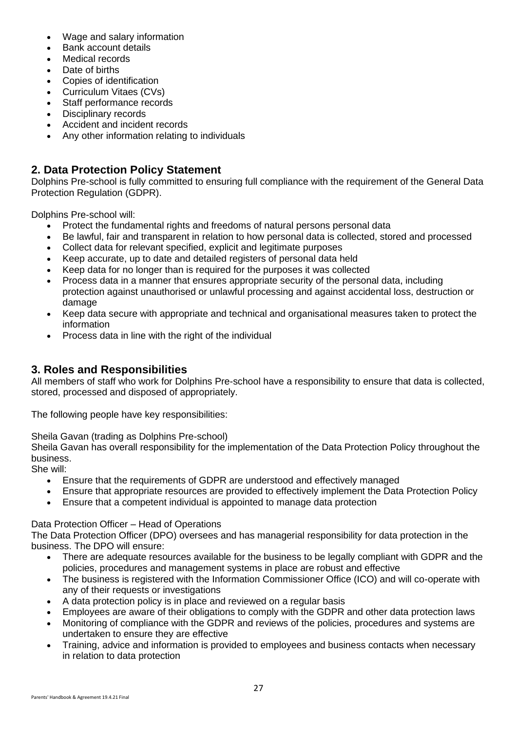- Wage and salary information
- Bank account details
- Medical records
- Date of births
- Copies of identification
- Curriculum Vitaes (CVs)
- Staff performance records
- Disciplinary records
- Accident and incident records
- Any other information relating to individuals

## 2. Data Protection Policy Statement

Dolphins Pre-school is fully committed to ensuring full compliance with the requirement of the General Data Protection Regulation (GDPR).

Dolphins Pre-school will:

- Protect the fundamental rights and freedoms of natural persons personal data
- Be lawful, fair and transparent in relation to how personal data is collected, stored and processed
- Collect data for relevant specified, explicit and legitimate purposes
- Keep accurate, up to date and detailed registers of personal data held
- Keep data for no longer than is required for the purposes it was collected
- Process data in a manner that ensures appropriate security of the personal data, including protection against unauthorised or unlawful processing and against accidental loss, destruction or damage
- Keep data secure with appropriate and technical and organisational measures taken to protect the information
- Process data in line with the right of the individual

## 3. Roles and Responsibilities

All members of staff who work for Dolphins Pre-school have a responsibility to ensure that data is collected, stored, processed and disposed of appropriately.

The following people have key responsibilities:

Sheila Gavan (trading as Dolphins Pre-school)
Sheila Gavan has overall responsibility for the implementation of the Data Protection Policy throughout the business.
She will:

- Ensure that the requirements of GDPR are understood and effectively managed
- Ensure that appropriate resources are provided to effectively implement the Data Protection Policy
- Ensure that a competent individual is appointed to manage data protection

Data Protection Officer – Head of Operations
The Data Protection Officer (DPO) oversees and has managerial responsibility for data protection in the business. The DPO will ensure:

- There are adequate resources available for the business to be legally compliant with GDPR and the policies, procedures and management systems in place are robust and effective
- The business is registered with the Information Commissioner Office (ICO) and will co-operate with any of their requests or investigations
- A data protection policy is in place and reviewed on a regular basis
- Employees are aware of their obligations to comply with the GDPR and other data protection laws
- Monitoring of compliance with the GDPR and reviews of the policies, procedures and systems are undertaken to ensure they are effective
- Training, advice and information is provided to employees and business contacts when necessary in relation to data protection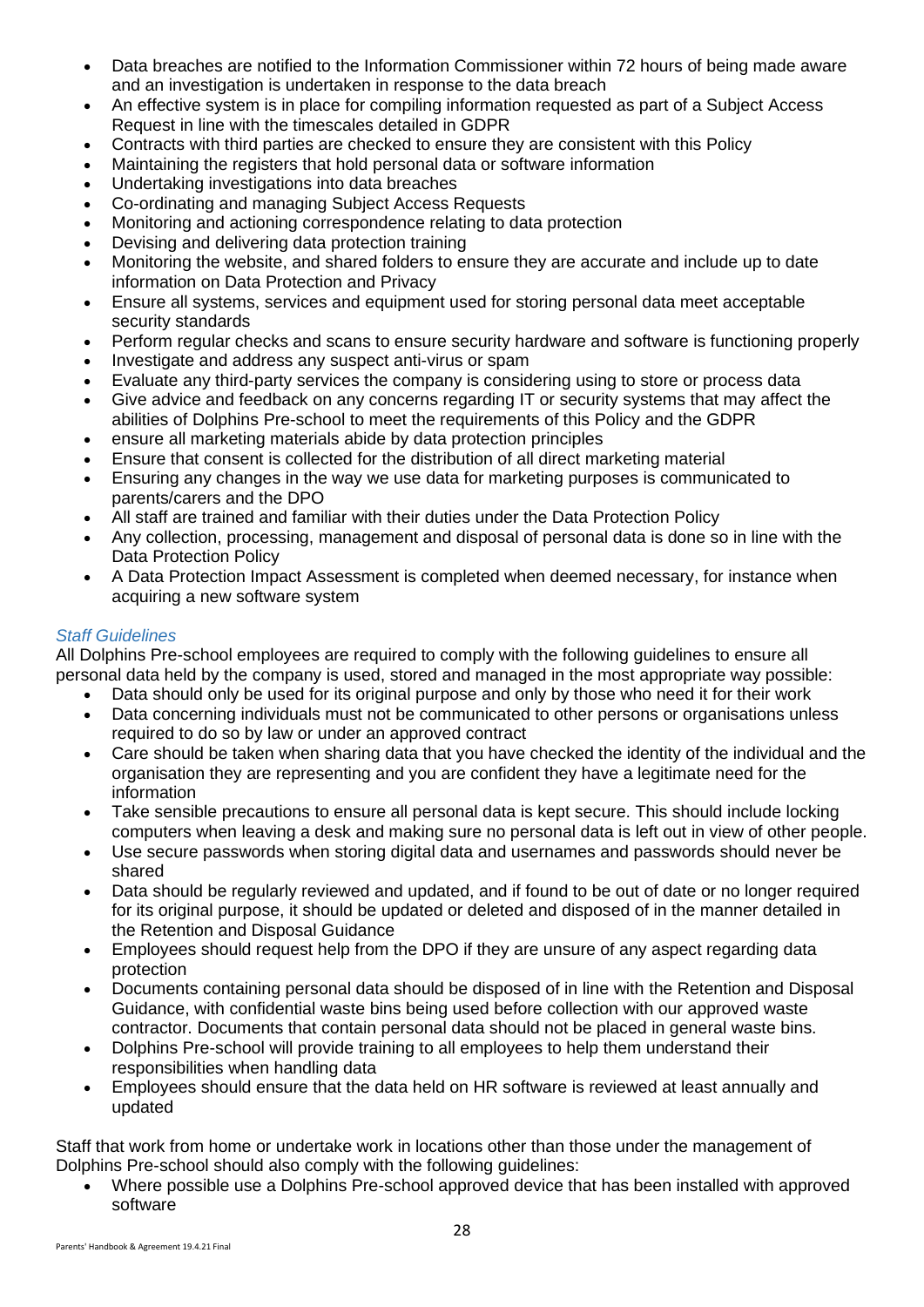- Data breaches are notified to the Information Commissioner within 72 hours of being made aware and an investigation is undertaken in response to the data breach
- An effective system is in place for compiling information requested as part of a Subject Access Request in line with the timescales detailed in GDPR
- Contracts with third parties are checked to ensure they are consistent with this Policy
- Maintaining the registers that hold personal data or software information
- Undertaking investigations into data breaches
- Co-ordinating and managing Subject Access Requests
- Monitoring and actioning correspondence relating to data protection
- Devising and delivering data protection training
- Monitoring the website, and shared folders to ensure they are accurate and include up to date information on Data Protection and Privacy
- Ensure all systems, services and equipment used for storing personal data meet acceptable security standards
- Perform regular checks and scans to ensure security hardware and software is functioning properly
- Investigate and address any suspect anti-virus or spam
- Evaluate any third-party services the company is considering using to store or process data
- Give advice and feedback on any concerns regarding IT or security systems that may affect the abilities of Dolphins Pre-school to meet the requirements of this Policy and the GDPR
- ensure all marketing materials abide by data protection principles
- Ensure that consent is collected for the distribution of all direct marketing material
- Ensuring any changes in the way we use data for marketing purposes is communicated to parents/carers and the DPO
- All staff are trained and familiar with their duties under the Data Protection Policy
- Any collection, processing, management and disposal of personal data is done so in line with the Data Protection Policy
- A Data Protection Impact Assessment is completed when deemed necessary, for instance when acquiring a new software system

*Staff Guidelines*

All Dolphins Pre-school employees are required to comply with the following guidelines to ensure all personal data held by the company is used, stored and managed in the most appropriate way possible:

- Data should only be used for its original purpose and only by those who need it for their work
- Data concerning individuals must not be communicated to other persons or organisations unless required to do so by law or under an approved contract
- Care should be taken when sharing data that you have checked the identity of the individual and the organisation they are representing and you are confident they have a legitimate need for the information
- Take sensible precautions to ensure all personal data is kept secure. This should include locking computers when leaving a desk and making sure no personal data is left out in view of other people.
- Use secure passwords when storing digital data and usernames and passwords should never be shared
- Data should be regularly reviewed and updated, and if found to be out of date or no longer required for its original purpose, it should be updated or deleted and disposed of in the manner detailed in the Retention and Disposal Guidance
- Employees should request help from the DPO if they are unsure of any aspect regarding data protection
- Documents containing personal data should be disposed of in line with the Retention and Disposal Guidance, with confidential waste bins being used before collection with our approved waste contractor. Documents that contain personal data should not be placed in general waste bins.
- Dolphins Pre-school will provide training to all employees to help them understand their responsibilities when handling data
- Employees should ensure that the data held on HR software is reviewed at least annually and updated

Staff that work from home or undertake work in locations other than those under the management of Dolphins Pre-school should also comply with the following guidelines:

- Where possible use a Dolphins Pre-school approved device that has been installed with approved software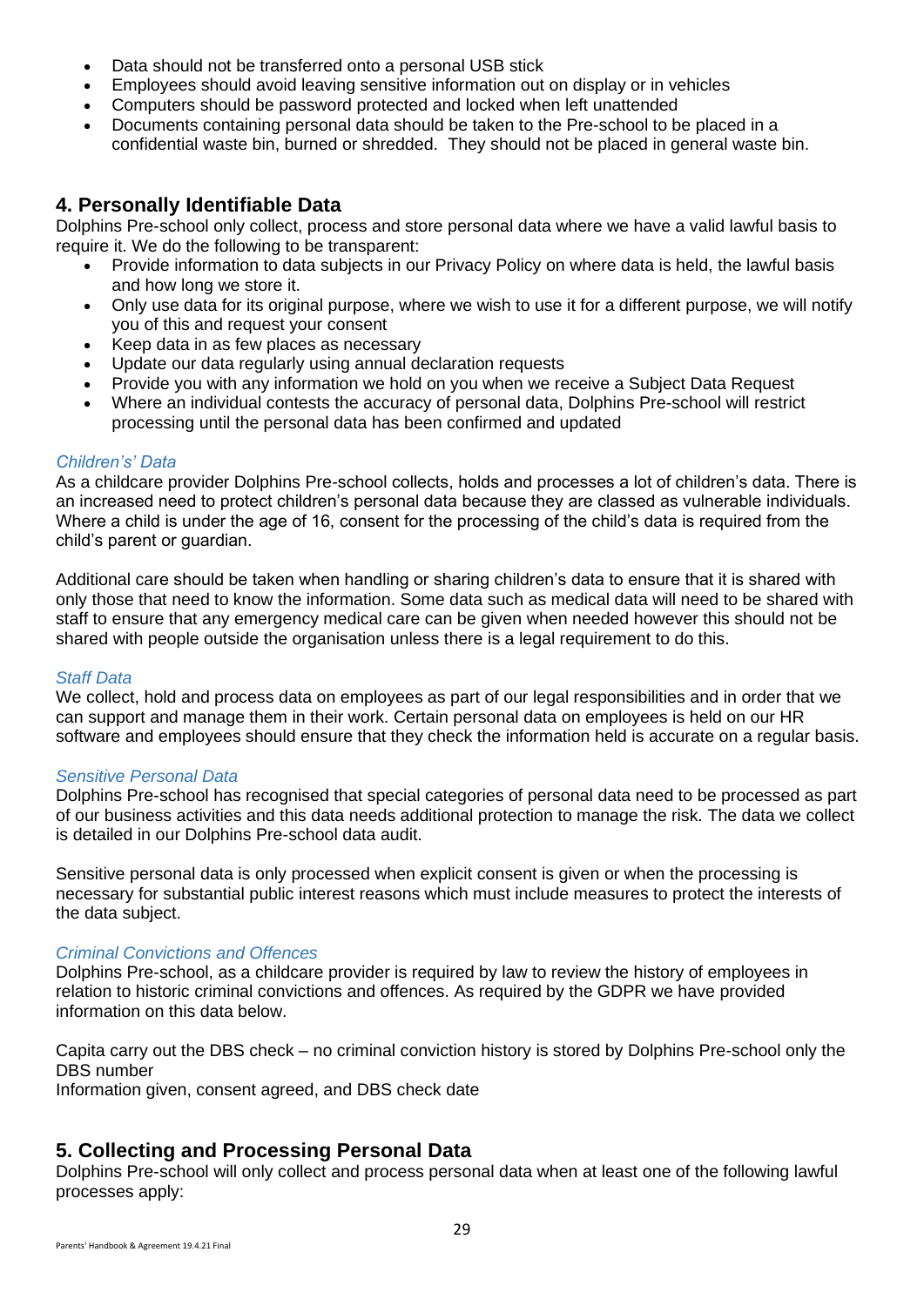- Data should not be transferred onto a personal USB stick
- Employees should avoid leaving sensitive information out on display or in vehicles
- Computers should be password protected and locked when left unattended
- Documents containing personal data should be taken to the Pre-school to be placed in a confidential waste bin, burned or shredded. They should not be placed in general waste bin.

## 4. Personally Identifiable Data

Dolphins Pre-school only collect, process and store personal data where we have a valid lawful basis to require it. We do the following to be transparent:

- Provide information to data subjects in our Privacy Policy on where data is held, the lawful basis and how long we store it.
- Only use data for its original purpose, where we wish to use it for a different purpose, we will notify you of this and request your consent
- Keep data in as few places as necessary
- Update our data regularly using annual declaration requests
- Provide you with any information we hold on you when we receive a Subject Data Request
- Where an individual contests the accuracy of personal data, Dolphins Pre-school will restrict processing until the personal data has been confirmed and updated

### *Children's' Data*

As a childcare provider Dolphins Pre-school collects, holds and processes a lot of children's data. There is an increased need to protect children's personal data because they are classed as vulnerable individuals. Where a child is under the age of 16, consent for the processing of the child's data is required from the child's parent or guardian.

Additional care should be taken when handling or sharing children's data to ensure that it is shared with only those that need to know the information. Some data such as medical data will need to be shared with staff to ensure that any emergency medical care can be given when needed however this should not be shared with people outside the organisation unless there is a legal requirement to do this.

### *Staff Data*

We collect, hold and process data on employees as part of our legal responsibilities and in order that we can support and manage them in their work. Certain personal data on employees is held on our HR software and employees should ensure that they check the information held is accurate on a regular basis.

### *Sensitive Personal Data*

Dolphins Pre-school has recognised that special categories of personal data need to be processed as part of our business activities and this data needs additional protection to manage the risk. The data we collect is detailed in our Dolphins Pre-school data audit.

Sensitive personal data is only processed when explicit consent is given or when the processing is necessary for substantial public interest reasons which must include measures to protect the interests of the data subject.

### *Criminal Convictions and Offences*

Dolphins Pre-school, as a childcare provider is required by law to review the history of employees in relation to historic criminal convictions and offences. As required by the GDPR we have provided information on this data below.

Capita carry out the DBS check – no criminal conviction history is stored by Dolphins Pre-school only the DBS number
Information given, consent agreed, and DBS check date

## 5. Collecting and Processing Personal Data

Dolphins Pre-school will only collect and process personal data when at least one of the following lawful processes apply: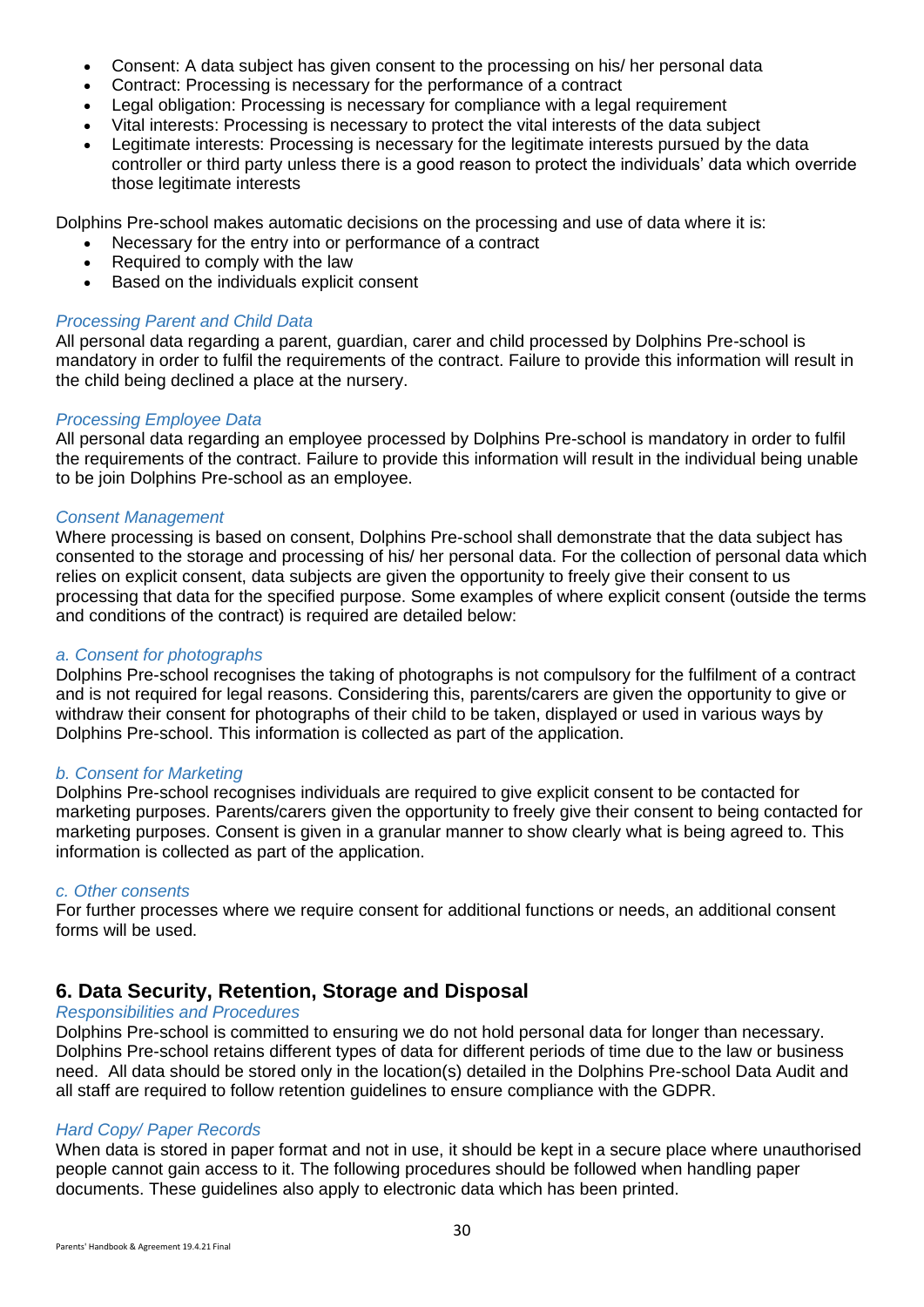- Consent: A data subject has given consent to the processing on his/ her personal data
- Contract: Processing is necessary for the performance of a contract
- Legal obligation: Processing is necessary for compliance with a legal requirement
- Vital interests: Processing is necessary to protect the vital interests of the data subject
- Legitimate interests: Processing is necessary for the legitimate interests pursued by the data controller or third party unless there is a good reason to protect the individuals' data which override those legitimate interests

Dolphins Pre-school makes automatic decisions on the processing and use of data where it is:

- Necessary for the entry into or performance of a contract
- Required to comply with the law
- Based on the individuals explicit consent

*Processing Parent and Child Data*

All personal data regarding a parent, guardian, carer and child processed by Dolphins Pre-school is mandatory in order to fulfil the requirements of the contract. Failure to provide this information will result in the child being declined a place at the nursery.

*Processing Employee Data*

All personal data regarding an employee processed by Dolphins Pre-school is mandatory in order to fulfil the requirements of the contract. Failure to provide this information will result in the individual being unable to be join Dolphins Pre-school as an employee.

*Consent Management*

Where processing is based on consent, Dolphins Pre-school shall demonstrate that the data subject has consented to the storage and processing of his/ her personal data. For the collection of personal data which relies on explicit consent, data subjects are given the opportunity to freely give their consent to us processing that data for the specified purpose. Some examples of where explicit consent (outside the terms and conditions of the contract) is required are detailed below:

*a. Consent for photographs*

Dolphins Pre-school recognises the taking of photographs is not compulsory for the fulfilment of a contract and is not required for legal reasons. Considering this, parents/carers are given the opportunity to give or withdraw their consent for photographs of their child to be taken, displayed or used in various ways by Dolphins Pre-school. This information is collected as part of the application.

*b. Consent for Marketing*

Dolphins Pre-school recognises individuals are required to give explicit consent to be contacted for marketing purposes. Parents/carers given the opportunity to freely give their consent to being contacted for marketing purposes. Consent is given in a granular manner to show clearly what is being agreed to. This information is collected as part of the application.

*c. Other consents*

For further processes where we require consent for additional functions or needs, an additional consent forms will be used.

## 6. Data Security, Retention, Storage and Disposal

*Responsibilities and Procedures*

Dolphins Pre-school is committed to ensuring we do not hold personal data for longer than necessary. Dolphins Pre-school retains different types of data for different periods of time due to the law or business need. All data should be stored only in the location(s) detailed in the Dolphins Pre-school Data Audit and all staff are required to follow retention guidelines to ensure compliance with the GDPR.

*Hard Copy/ Paper Records*

When data is stored in paper format and not in use, it should be kept in a secure place where unauthorised people cannot gain access to it. The following procedures should be followed when handling paper documents. These guidelines also apply to electronic data which has been printed.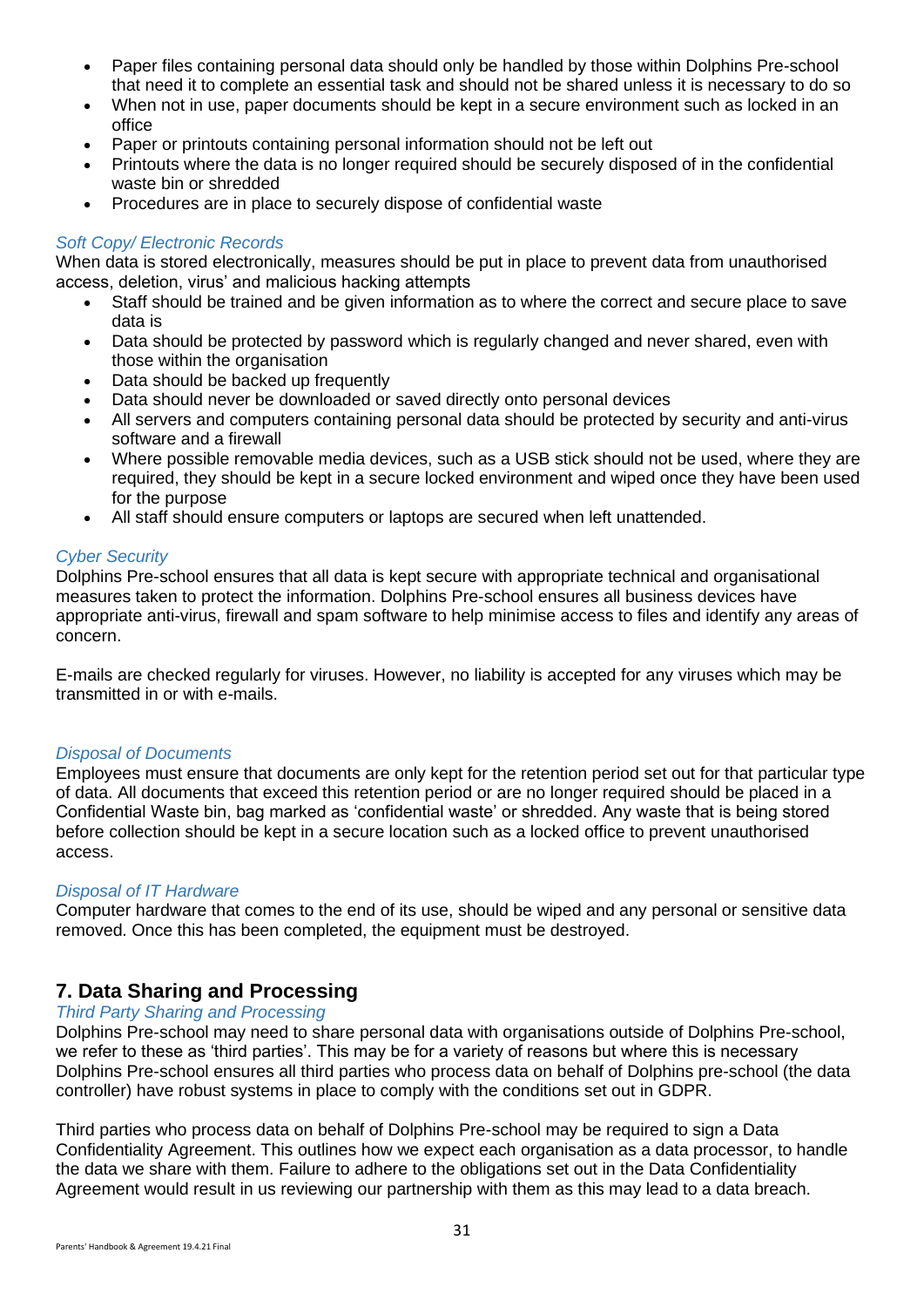- Paper files containing personal data should only be handled by those within Dolphins Pre-school that need it to complete an essential task and should not be shared unless it is necessary to do so
- When not in use, paper documents should be kept in a secure environment such as locked in an office
- Paper or printouts containing personal information should not be left out
- Printouts where the data is no longer required should be securely disposed of in the confidential waste bin or shredded
- Procedures are in place to securely dispose of confidential waste

*Soft Copy/ Electronic Records*

When data is stored electronically, measures should be put in place to prevent data from unauthorised access, deletion, virus' and malicious hacking attempts

- Staff should be trained and be given information as to where the correct and secure place to save data is
- Data should be protected by password which is regularly changed and never shared, even with those within the organisation
- Data should be backed up frequently
- Data should never be downloaded or saved directly onto personal devices
- All servers and computers containing personal data should be protected by security and anti-virus software and a firewall
- Where possible removable media devices, such as a USB stick should not be used, where they are required, they should be kept in a secure locked environment and wiped once they have been used for the purpose
- All staff should ensure computers or laptops are secured when left unattended.

*Cyber Security*

Dolphins Pre-school ensures that all data is kept secure with appropriate technical and organisational measures taken to protect the information. Dolphins Pre-school ensures all business devices have appropriate anti-virus, firewall and spam software to help minimise access to files and identify any areas of concern.

E-mails are checked regularly for viruses. However, no liability is accepted for any viruses which may be transmitted in or with e-mails.

*Disposal of Documents*

Employees must ensure that documents are only kept for the retention period set out for that particular type of data. All documents that exceed this retention period or are no longer required should be placed in a Confidential Waste bin, bag marked as 'confidential waste' or shredded. Any waste that is being stored before collection should be kept in a secure location such as a locked office to prevent unauthorised access.

*Disposal of IT Hardware*

Computer hardware that comes to the end of its use, should be wiped and any personal or sensitive data removed. Once this has been completed, the equipment must be destroyed.

## 7. Data Sharing and Processing

*Third Party Sharing and Processing*

Dolphins Pre-school may need to share personal data with organisations outside of Dolphins Pre-school, we refer to these as 'third parties'. This may be for a variety of reasons but where this is necessary Dolphins Pre-school ensures all third parties who process data on behalf of Dolphins pre-school (the data controller) have robust systems in place to comply with the conditions set out in GDPR.

Third parties who process data on behalf of Dolphins Pre-school may be required to sign a Data Confidentiality Agreement. This outlines how we expect each organisation as a data processor, to handle the data we share with them. Failure to adhere to the obligations set out in the Data Confidentiality Agreement would result in us reviewing our partnership with them as this may lead to a data breach.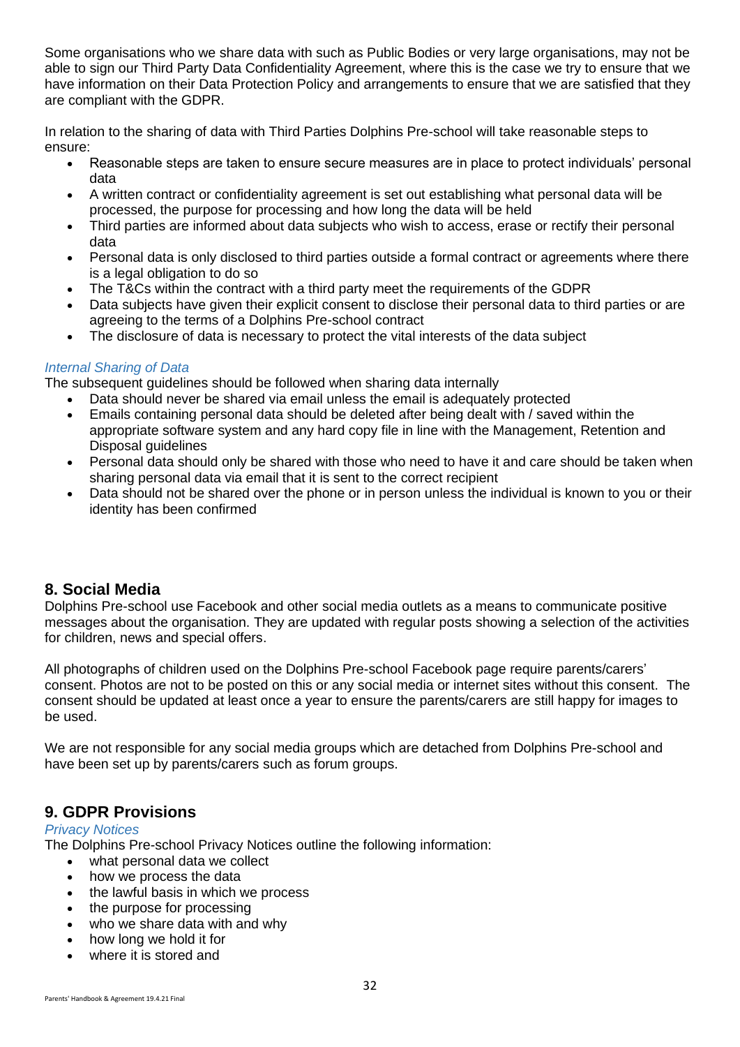Some organisations who we share data with such as Public Bodies or very large organisations, may not be able to sign our Third Party Data Confidentiality Agreement, where this is the case we try to ensure that we have information on their Data Protection Policy and arrangements to ensure that we are satisfied that they are compliant with the GDPR.

In relation to the sharing of data with Third Parties Dolphins Pre-school will take reasonable steps to ensure:

- Reasonable steps are taken to ensure secure measures are in place to protect individuals' personal data
- A written contract or confidentiality agreement is set out establishing what personal data will be processed, the purpose for processing and how long the data will be held
- Third parties are informed about data subjects who wish to access, erase or rectify their personal data
- Personal data is only disclosed to third parties outside a formal contract or agreements where there is a legal obligation to do so
- The T&Cs within the contract with a third party meet the requirements of the GDPR
- Data subjects have given their explicit consent to disclose their personal data to third parties or are agreeing to the terms of a Dolphins Pre-school contract
- The disclosure of data is necessary to protect the vital interests of the data subject

*Internal Sharing of Data*

The subsequent guidelines should be followed when sharing data internally

- Data should never be shared via email unless the email is adequately protected
- Emails containing personal data should be deleted after being dealt with / saved within the appropriate software system and any hard copy file in line with the Management, Retention and Disposal guidelines
- Personal data should only be shared with those who need to have it and care should be taken when sharing personal data via email that it is sent to the correct recipient
- Data should not be shared over the phone or in person unless the individual is known to you or their identity has been confirmed

## 8. Social Media

Dolphins Pre-school use Facebook and other social media outlets as a means to communicate positive messages about the organisation. They are updated with regular posts showing a selection of the activities for children, news and special offers.

All photographs of children used on the Dolphins Pre-school Facebook page require parents/carers' consent. Photos are not to be posted on this or any social media or internet sites without this consent. The consent should be updated at least once a year to ensure the parents/carers are still happy for images to be used.

We are not responsible for any social media groups which are detached from Dolphins Pre-school and have been set up by parents/carers such as forum groups.

## 9. GDPR Provisions

*Privacy Notices*

The Dolphins Pre-school Privacy Notices outline the following information:

- what personal data we collect
- how we process the data
- the lawful basis in which we process
- the purpose for processing
- who we share data with and why
- how long we hold it for
- where it is stored and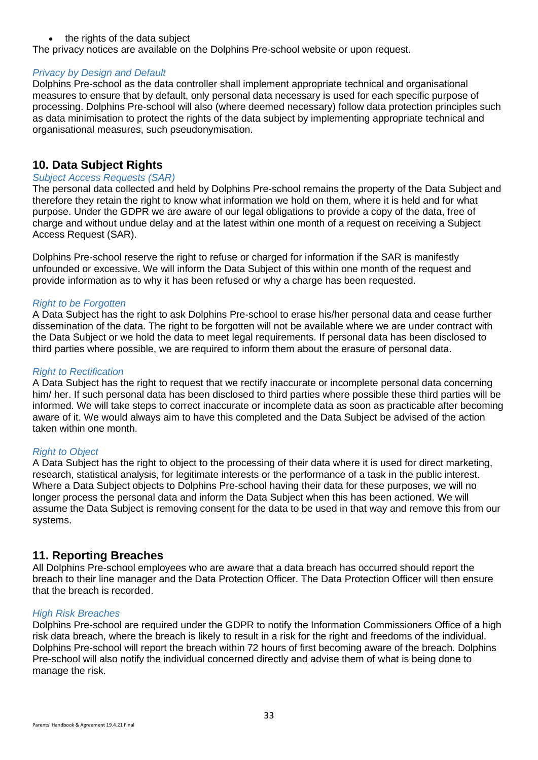- the rights of the data subject

The privacy notices are available on the Dolphins Pre-school website or upon request.

*Privacy by Design and Default*

Dolphins Pre-school as the data controller shall implement appropriate technical and organisational measures to ensure that by default, only personal data necessary is used for each specific purpose of processing. Dolphins Pre-school will also (where deemed necessary) follow data protection principles such as data minimisation to protect the rights of the data subject by implementing appropriate technical and organisational measures, such pseudonymisation.

## 10. Data Subject Rights

*Subject Access Requests (SAR)*

The personal data collected and held by Dolphins Pre-school remains the property of the Data Subject and therefore they retain the right to know what information we hold on them, where it is held and for what purpose. Under the GDPR we are aware of our legal obligations to provide a copy of the data, free of charge and without undue delay and at the latest within one month of a request on receiving a Subject Access Request (SAR).

Dolphins Pre-school reserve the right to refuse or charged for information if the SAR is manifestly unfounded or excessive. We will inform the Data Subject of this within one month of the request and provide information as to why it has been refused or why a charge has been requested.

*Right to be Forgotten*

A Data Subject has the right to ask Dolphins Pre-school to erase his/her personal data and cease further dissemination of the data. The right to be forgotten will not be available where we are under contract with the Data Subject or we hold the data to meet legal requirements. If personal data has been disclosed to third parties where possible, we are required to inform them about the erasure of personal data.

*Right to Rectification*

A Data Subject has the right to request that we rectify inaccurate or incomplete personal data concerning him/ her. If such personal data has been disclosed to third parties where possible these third parties will be informed. We will take steps to correct inaccurate or incomplete data as soon as practicable after becoming aware of it. We would always aim to have this completed and the Data Subject be advised of the action taken within one month.

*Right to Object*

A Data Subject has the right to object to the processing of their data where it is used for direct marketing, research, statistical analysis, for legitimate interests or the performance of a task in the public interest. Where a Data Subject objects to Dolphins Pre-school having their data for these purposes, we will no longer process the personal data and inform the Data Subject when this has been actioned. We will assume the Data Subject is removing consent for the data to be used in that way and remove this from our systems.

## 11. Reporting Breaches

All Dolphins Pre-school employees who are aware that a data breach has occurred should report the breach to their line manager and the Data Protection Officer. The Data Protection Officer will then ensure that the breach is recorded.

*High Risk Breaches*

Dolphins Pre-school are required under the GDPR to notify the Information Commissioners Office of a high risk data breach, where the breach is likely to result in a risk for the right and freedoms of the individual. Dolphins Pre-school will report the breach within 72 hours of first becoming aware of the breach. Dolphins Pre-school will also notify the individual concerned directly and advise them of what is being done to manage the risk.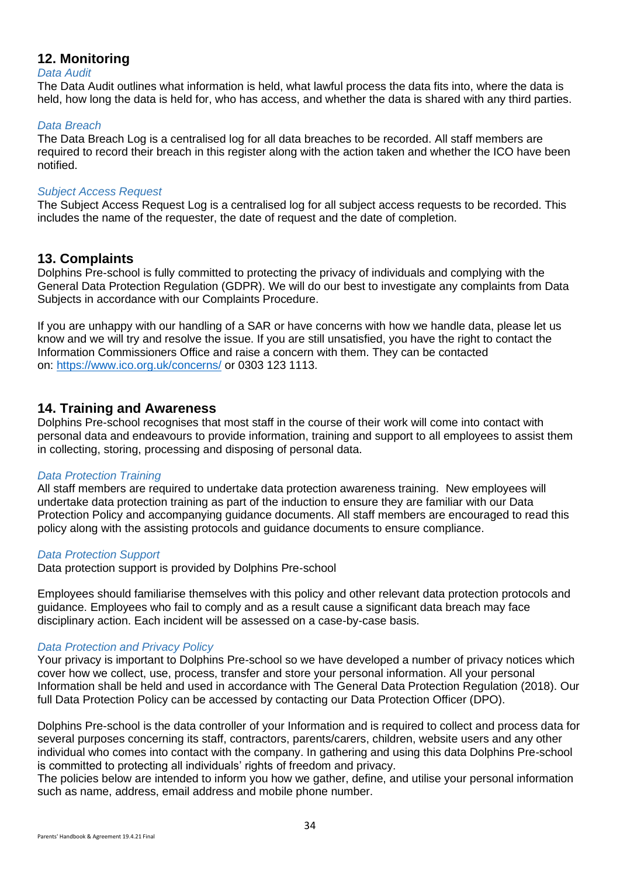## 12. Monitoring

*Data Audit*

The Data Audit outlines what information is held, what lawful process the data fits into, where the data is held, how long the data is held for, who has access, and whether the data is shared with any third parties.

*Data Breach*

The Data Breach Log is a centralised log for all data breaches to be recorded. All staff members are required to record their breach in this register along with the action taken and whether the ICO have been notified.

*Subject Access Request*

The Subject Access Request Log is a centralised log for all subject access requests to be recorded. This includes the name of the requester, the date of request and the date of completion.

## 13. Complaints

Dolphins Pre-school is fully committed to protecting the privacy of individuals and complying with the General Data Protection Regulation (GDPR). We will do our best to investigate any complaints from Data Subjects in accordance with our Complaints Procedure.

If you are unhappy with our handling of a SAR or have concerns with how we handle data, please let us know and we will try and resolve the issue. If you are still unsatisfied, you have the right to contact the Information Commissioners Office and raise a concern with them. They can be contacted on: [https://www.ico.org.uk/concerns/](https://www.ico.org.uk/concerns/) or 0303 123 1113.

## 14. Training and Awareness

Dolphins Pre-school recognises that most staff in the course of their work will come into contact with personal data and endeavours to provide information, training and support to all employees to assist them in collecting, storing, processing and disposing of personal data.

*Data Protection Training*

All staff members are required to undertake data protection awareness training. New employees will undertake data protection training as part of the induction to ensure they are familiar with our Data Protection Policy and accompanying guidance documents. All staff members are encouraged to read this policy along with the assisting protocols and guidance documents to ensure compliance.

*Data Protection Support*

Data protection support is provided by Dolphins Pre-school

Employees should familiarise themselves with this policy and other relevant data protection protocols and guidance. Employees who fail to comply and as a result cause a significant data breach may face disciplinary action. Each incident will be assessed on a case-by-case basis.

*Data Protection and Privacy Policy*

Your privacy is important to Dolphins Pre-school so we have developed a number of privacy notices which cover how we collect, use, process, transfer and store your personal information. All your personal Information shall be held and used in accordance with The General Data Protection Regulation (2018). Our full Data Protection Policy can be accessed by contacting our Data Protection Officer (DPO).

Dolphins Pre-school is the data controller of your Information and is required to collect and process data for several purposes concerning its staff, contractors, parents/carers, children, website users and any other individual who comes into contact with the company. In gathering and using this data Dolphins Pre-school is committed to protecting all individuals' rights of freedom and privacy.
The policies below are intended to inform you how we gather, define, and utilise your personal information such as name, address, email address and mobile phone number.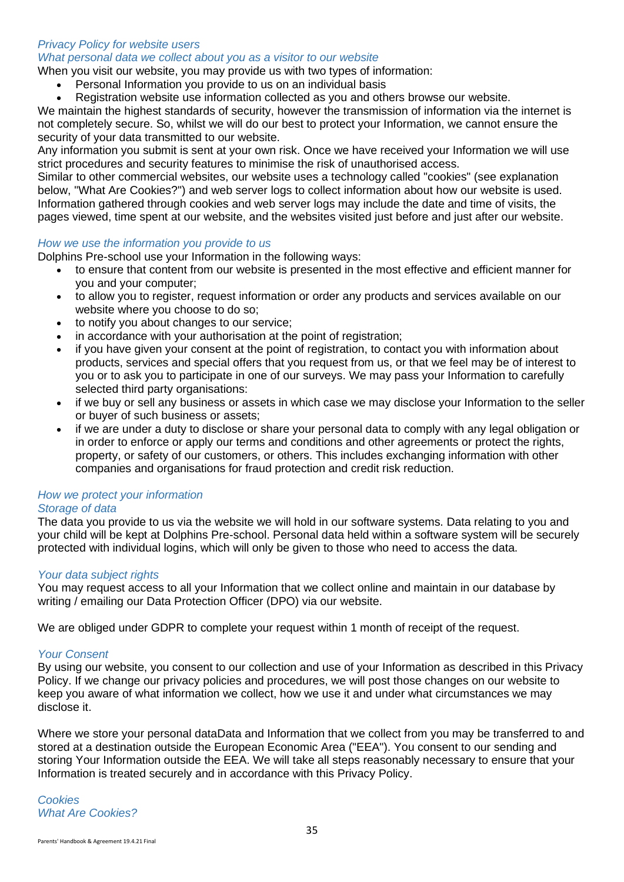*Privacy Policy for website users*

*What personal data we collect about you as a visitor to our website*

When you visit our website, you may provide us with two types of information:

- Personal Information you provide to us on an individual basis
- Registration website use information collected as you and others browse our website.

We maintain the highest standards of security, however the transmission of information via the internet is not completely secure. So, whilst we will do our best to protect your Information, we cannot ensure the security of your data transmitted to our website.

Any information you submit is sent at your own risk. Once we have received your Information we will use strict procedures and security features to minimise the risk of unauthorised access.

Similar to other commercial websites, our website uses a technology called "cookies" (see explanation below, "What Are Cookies?") and web server logs to collect information about how our website is used. Information gathered through cookies and web server logs may include the date and time of visits, the pages viewed, time spent at our website, and the websites visited just before and just after our website.

*How we use the information you provide to us*

Dolphins Pre-school use your Information in the following ways:

- to ensure that content from our website is presented in the most effective and efficient manner for you and your computer;
- to allow you to register, request information or order any products and services available on our website where you choose to do so;
- to notify you about changes to our service;
- in accordance with your authorisation at the point of registration;
- if you have given your consent at the point of registration, to contact you with information about products, services and special offers that you request from us, or that we feel may be of interest to you or to ask you to participate in one of our surveys. We may pass your Information to carefully selected third party organisations:
- if we buy or sell any business or assets in which case we may disclose your Information to the seller or buyer of such business or assets;
- if we are under a duty to disclose or share your personal data to comply with any legal obligation or in order to enforce or apply our terms and conditions and other agreements or protect the rights, property, or safety of our customers, or others. This includes exchanging information with other companies and organisations for fraud protection and credit risk reduction.

*How we protect your information*

*Storage of data*

The data you provide to us via the website we will hold in our software systems. Data relating to you and your child will be kept at Dolphins Pre-school. Personal data held within a software system will be securely protected with individual logins, which will only be given to those who need to access the data.

*Your data subject rights*

You may request access to all your Information that we collect online and maintain in our database by writing / emailing our Data Protection Officer (DPO) via our website.

We are obliged under GDPR to complete your request within 1 month of receipt of the request.

*Your Consent*

By using our website, you consent to our collection and use of your Information as described in this Privacy Policy. If we change our privacy policies and procedures, we will post those changes on our website to keep you aware of what information we collect, how we use it and under what circumstances we may disclose it.

Where we store your personal dataData and Information that we collect from you may be transferred to and stored at a destination outside the European Economic Area ("EEA"). You consent to our sending and storing Your Information outside the EEA. We will take all steps reasonably necessary to ensure that your Information is treated securely and in accordance with this Privacy Policy.

*Cookies*

*What Are Cookies?*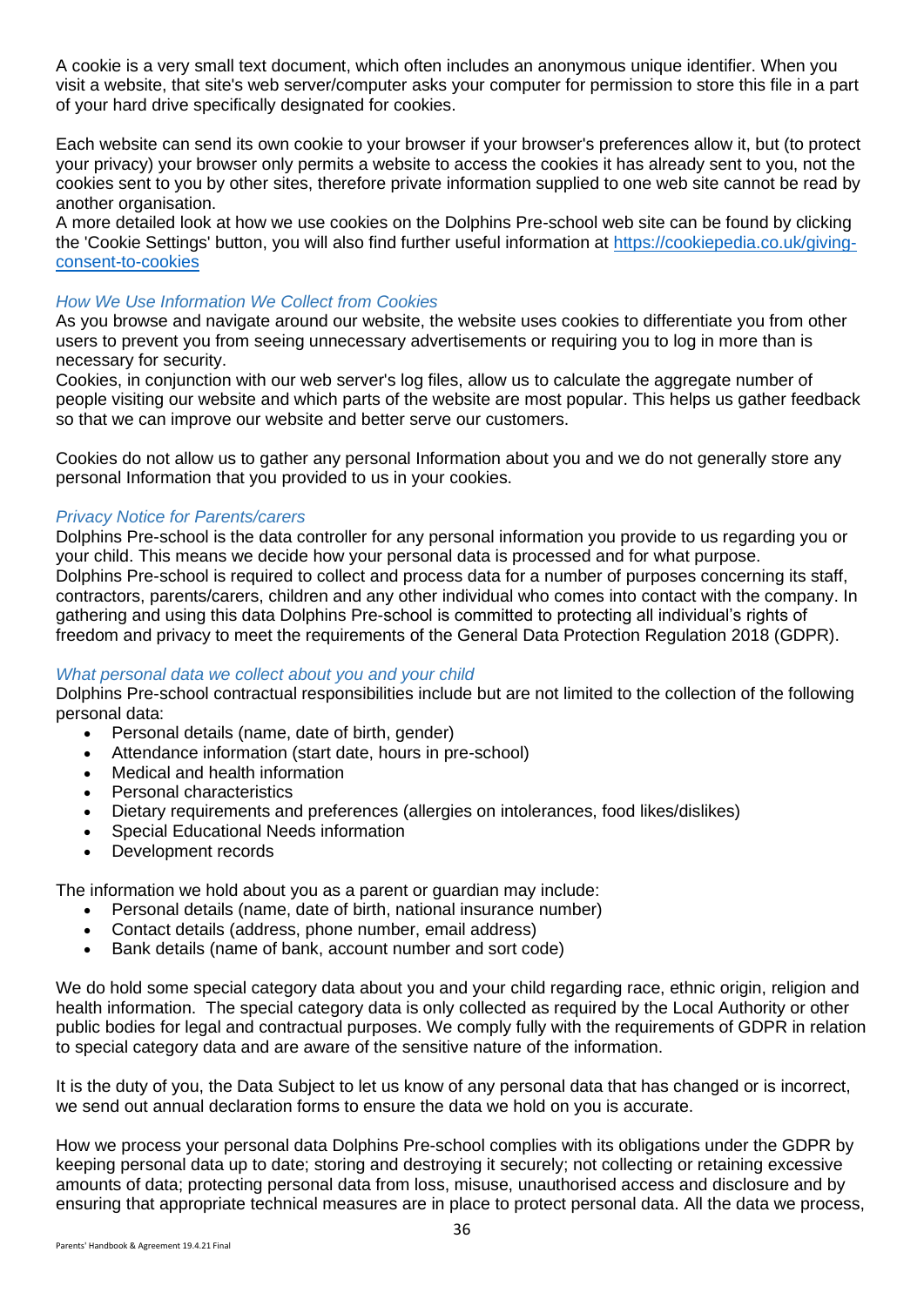A cookie is a very small text document, which often includes an anonymous unique identifier. When you visit a website, that site's web server/computer asks your computer for permission to store this file in a part of your hard drive specifically designated for cookies.

Each website can send its own cookie to your browser if your browser's preferences allow it, but (to protect your privacy) your browser only permits a website to access the cookies it has already sent to you, not the cookies sent to you by other sites, therefore private information supplied to one web site cannot be read by another organisation.
A more detailed look at how we use cookies on the Dolphins Pre-school web site can be found by clicking the 'Cookie Settings' button, you will also find further useful information at [https://cookiepedia.co.uk/giving-consent-to-cookies](https://cookiepedia.co.uk/giving-consent-to-cookies)

*How We Use Information We Collect from Cookies*

As you browse and navigate around our website, the website uses cookies to differentiate you from other users to prevent you from seeing unnecessary advertisements or requiring you to log in more than is necessary for security.
Cookies, in conjunction with our web server's log files, allow us to calculate the aggregate number of people visiting our website and which parts of the website are most popular. This helps us gather feedback so that we can improve our website and better serve our customers.

Cookies do not allow us to gather any personal Information about you and we do not generally store any personal Information that you provided to us in your cookies.

*Privacy Notice for Parents/carers*

Dolphins Pre-school is the data controller for any personal information you provide to us regarding you or your child. This means we decide how your personal data is processed and for what purpose.
Dolphins Pre-school is required to collect and process data for a number of purposes concerning its staff, contractors, parents/carers, children and any other individual who comes into contact with the company. In gathering and using this data Dolphins Pre-school is committed to protecting all individual's rights of freedom and privacy to meet the requirements of the General Data Protection Regulation 2018 (GDPR).

*What personal data we collect about you and your child*

Dolphins Pre-school contractual responsibilities include but are not limited to the collection of the following personal data:

- Personal details (name, date of birth, gender)
- Attendance information (start date, hours in pre-school)
- Medical and health information
- Personal characteristics
- Dietary requirements and preferences (allergies on intolerances, food likes/dislikes)
- Special Educational Needs information
- Development records

The information we hold about you as a parent or guardian may include:

- Personal details (name, date of birth, national insurance number)
- Contact details (address, phone number, email address)
- Bank details (name of bank, account number and sort code)

We do hold some special category data about you and your child regarding race, ethnic origin, religion and health information. The special category data is only collected as required by the Local Authority or other public bodies for legal and contractual purposes. We comply fully with the requirements of GDPR in relation to special category data and are aware of the sensitive nature of the information.

It is the duty of you, the Data Subject to let us know of any personal data that has changed or is incorrect, we send out annual declaration forms to ensure the data we hold on you is accurate.

How we process your personal data Dolphins Pre-school complies with its obligations under the GDPR by keeping personal data up to date; storing and destroying it securely; not collecting or retaining excessive amounts of data; protecting personal data from loss, misuse, unauthorised access and disclosure and by ensuring that appropriate technical measures are in place to protect personal data. All the data we process,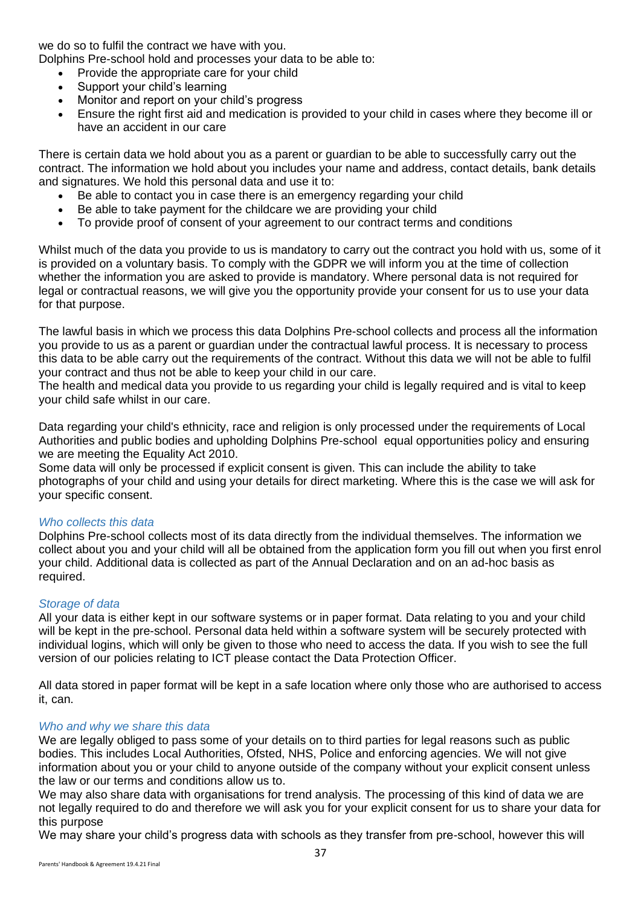we do so to fulfil the contract we have with you.
Dolphins Pre-school hold and processes your data to be able to:

- Provide the appropriate care for your child
- Support your child's learning
- Monitor and report on your child's progress
- Ensure the right first aid and medication is provided to your child in cases where they become ill or have an accident in our care

There is certain data we hold about you as a parent or guardian to be able to successfully carry out the contract. The information we hold about you includes your name and address, contact details, bank details and signatures. We hold this personal data and use it to:

- Be able to contact you in case there is an emergency regarding your child
- Be able to take payment for the childcare we are providing your child
- To provide proof of consent of your agreement to our contract terms and conditions

Whilst much of the data you provide to us is mandatory to carry out the contract you hold with us, some of it is provided on a voluntary basis. To comply with the GDPR we will inform you at the time of collection whether the information you are asked to provide is mandatory. Where personal data is not required for legal or contractual reasons, we will give you the opportunity provide your consent for us to use your data for that purpose.

The lawful basis in which we process this data Dolphins Pre-school collects and process all the information you provide to us as a parent or guardian under the contractual lawful process. It is necessary to process this data to be able carry out the requirements of the contract. Without this data we will not be able to fulfil your contract and thus not be able to keep your child in our care.
The health and medical data you provide to us regarding your child is legally required and is vital to keep your child safe whilst in our care.

Data regarding your child's ethnicity, race and religion is only processed under the requirements of Local Authorities and public bodies and upholding Dolphins Pre-school equal opportunities policy and ensuring we are meeting the Equality Act 2010.
Some data will only be processed if explicit consent is given. This can include the ability to take photographs of your child and using your details for direct marketing. Where this is the case we will ask for your specific consent.

### *Who collects this data*

Dolphins Pre-school collects most of its data directly from the individual themselves. The information we collect about you and your child will all be obtained from the application form you fill out when you first enrol your child. Additional data is collected as part of the Annual Declaration and on an ad-hoc basis as required.

### *Storage of data*

All your data is either kept in our software systems or in paper format. Data relating to you and your child will be kept in the pre-school. Personal data held within a software system will be securely protected with individual logins, which will only be given to those who need to access the data. If you wish to see the full version of our policies relating to ICT please contact the Data Protection Officer.

All data stored in paper format will be kept in a safe location where only those who are authorised to access it, can.

### *Who and why we share this data*

We are legally obliged to pass some of your details on to third parties for legal reasons such as public bodies. This includes Local Authorities, Ofsted, NHS, Police and enforcing agencies. We will not give information about you or your child to anyone outside of the company without your explicit consent unless the law or our terms and conditions allow us to.
We may also share data with organisations for trend analysis. The processing of this kind of data we are not legally required to do and therefore we will ask you for your explicit consent for us to share your data for this purpose
We may share your child's progress data with schools as they transfer from pre-school, however this will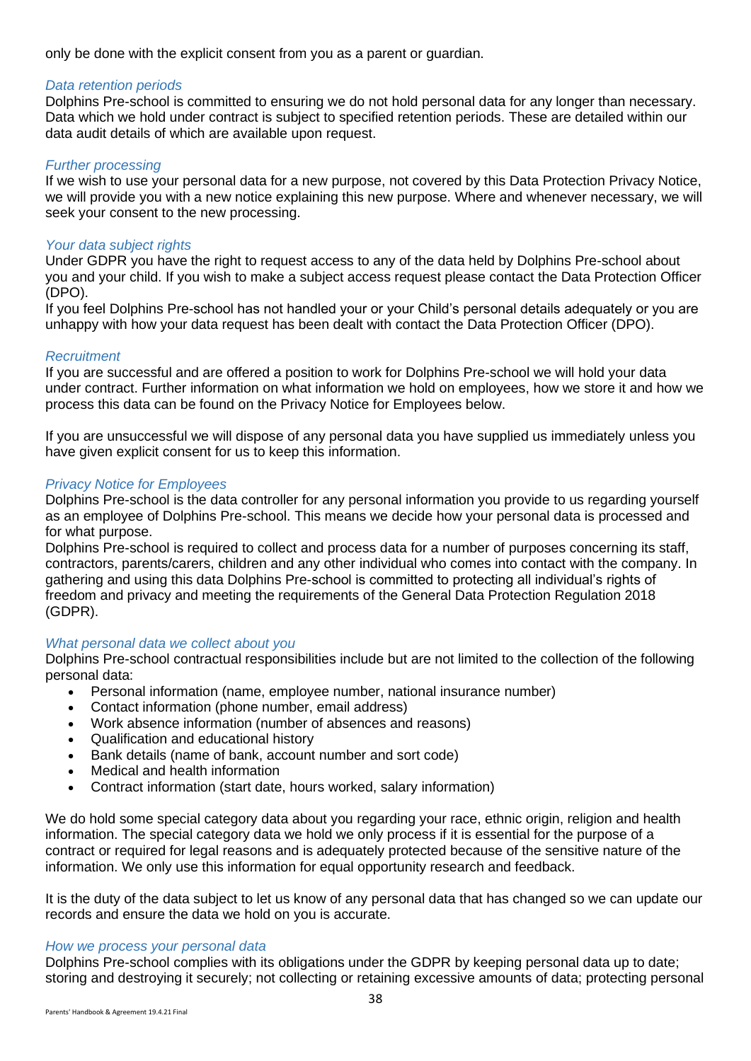only be done with the explicit consent from you as a parent or guardian.

### *Data retention periods*

Dolphins Pre-school is committed to ensuring we do not hold personal data for any longer than necessary. Data which we hold under contract is subject to specified retention periods. These are detailed within our data audit details of which are available upon request.

### *Further processing*

If we wish to use your personal data for a new purpose, not covered by this Data Protection Privacy Notice, we will provide you with a new notice explaining this new purpose. Where and whenever necessary, we will seek your consent to the new processing.

### *Your data subject rights*

Under GDPR you have the right to request access to any of the data held by Dolphins Pre-school about you and your child. If you wish to make a subject access request please contact the Data Protection Officer (DPO).

If you feel Dolphins Pre-school has not handled your or your Child's personal details adequately or you are unhappy with how your data request has been dealt with contact the Data Protection Officer (DPO).

### *Recruitment*

If you are successful and are offered a position to work for Dolphins Pre-school we will hold your data under contract. Further information on what information we hold on employees, how we store it and how we process this data can be found on the Privacy Notice for Employees below.

If you are unsuccessful we will dispose of any personal data you have supplied us immediately unless you have given explicit consent for us to keep this information.

### *Privacy Notice for Employees*

Dolphins Pre-school is the data controller for any personal information you provide to us regarding yourself as an employee of Dolphins Pre-school. This means we decide how your personal data is processed and for what purpose.

Dolphins Pre-school is required to collect and process data for a number of purposes concerning its staff, contractors, parents/carers, children and any other individual who comes into contact with the company. In gathering and using this data Dolphins Pre-school is committed to protecting all individual's rights of freedom and privacy and meeting the requirements of the General Data Protection Regulation 2018 (GDPR).

### *What personal data we collect about you*

Dolphins Pre-school contractual responsibilities include but are not limited to the collection of the following personal data:

- Personal information (name, employee number, national insurance number)
- Contact information (phone number, email address)
- Work absence information (number of absences and reasons)
- Qualification and educational history
- Bank details (name of bank, account number and sort code)
- Medical and health information
- Contract information (start date, hours worked, salary information)

We do hold some special category data about you regarding your race, ethnic origin, religion and health information. The special category data we hold we only process if it is essential for the purpose of a contract or required for legal reasons and is adequately protected because of the sensitive nature of the information. We only use this information for equal opportunity research and feedback.

It is the duty of the data subject to let us know of any personal data that has changed so we can update our records and ensure the data we hold on you is accurate.

### *How we process your personal data*

Dolphins Pre-school complies with its obligations under the GDPR by keeping personal data up to date; storing and destroying it securely; not collecting or retaining excessive amounts of data; protecting personal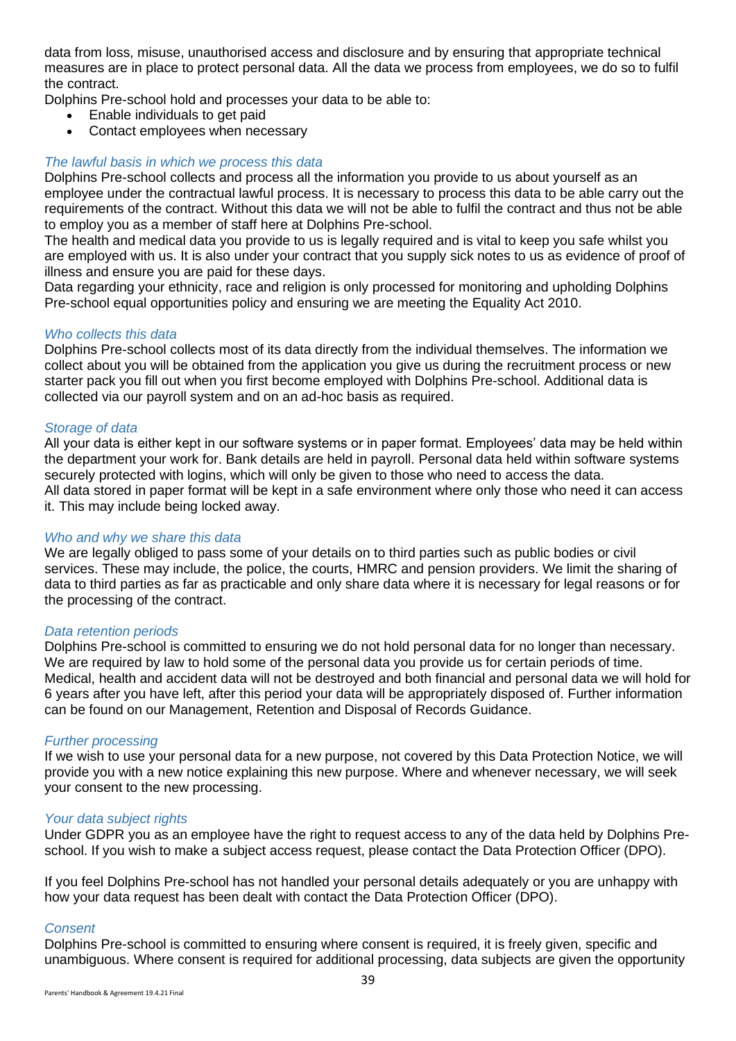data from loss, misuse, unauthorised access and disclosure and by ensuring that appropriate technical measures are in place to protect personal data. All the data we process from employees, we do so to fulfil the contract.

Dolphins Pre-school hold and processes your data to be able to:

- Enable individuals to get paid
- Contact employees when necessary

### *The lawful basis in which we process this data*

Dolphins Pre-school collects and process all the information you provide to us about yourself as an employee under the contractual lawful process. It is necessary to process this data to be able carry out the requirements of the contract. Without this data we will not be able to fulfil the contract and thus not be able to employ you as a member of staff here at Dolphins Pre-school.

The health and medical data you provide to us is legally required and is vital to keep you safe whilst you are employed with us. It is also under your contract that you supply sick notes to us as evidence of proof of illness and ensure you are paid for these days.

Data regarding your ethnicity, race and religion is only processed for monitoring and upholding Dolphins Pre-school equal opportunities policy and ensuring we are meeting the Equality Act 2010.

### *Who collects this data*

Dolphins Pre-school collects most of its data directly from the individual themselves. The information we collect about you will be obtained from the application you give us during the recruitment process or new starter pack you fill out when you first become employed with Dolphins Pre-school. Additional data is collected via our payroll system and on an ad-hoc basis as required.

### *Storage of data*

All your data is either kept in our software systems or in paper format. Employees' data may be held within the department your work for. Bank details are held in payroll. Personal data held within software systems securely protected with logins, which will only be given to those who need to access the data.

All data stored in paper format will be kept in a safe environment where only those who need it can access it. This may include being locked away.

### *Who and why we share this data*

We are legally obliged to pass some of your details on to third parties such as public bodies or civil services. These may include, the police, the courts, HMRC and pension providers. We limit the sharing of data to third parties as far as practicable and only share data where it is necessary for legal reasons or for the processing of the contract.

### *Data retention periods*

Dolphins Pre-school is committed to ensuring we do not hold personal data for no longer than necessary. We are required by law to hold some of the personal data you provide us for certain periods of time. Medical, health and accident data will not be destroyed and both financial and personal data we will hold for 6 years after you have left, after this period your data will be appropriately disposed of. Further information can be found on our Management, Retention and Disposal of Records Guidance.

### *Further processing*

If we wish to use your personal data for a new purpose, not covered by this Data Protection Notice, we will provide you with a new notice explaining this new purpose. Where and whenever necessary, we will seek your consent to the new processing.

### *Your data subject rights*

Under GDPR you as an employee have the right to request access to any of the data held by Dolphins Pre-school. If you wish to make a subject access request, please contact the Data Protection Officer (DPO).

If you feel Dolphins Pre-school has not handled your personal details adequately or you are unhappy with how your data request has been dealt with contact the Data Protection Officer (DPO).

### *Consent*

Dolphins Pre-school is committed to ensuring where consent is required, it is freely given, specific and unambiguous. Where consent is required for additional processing, data subjects are given the opportunity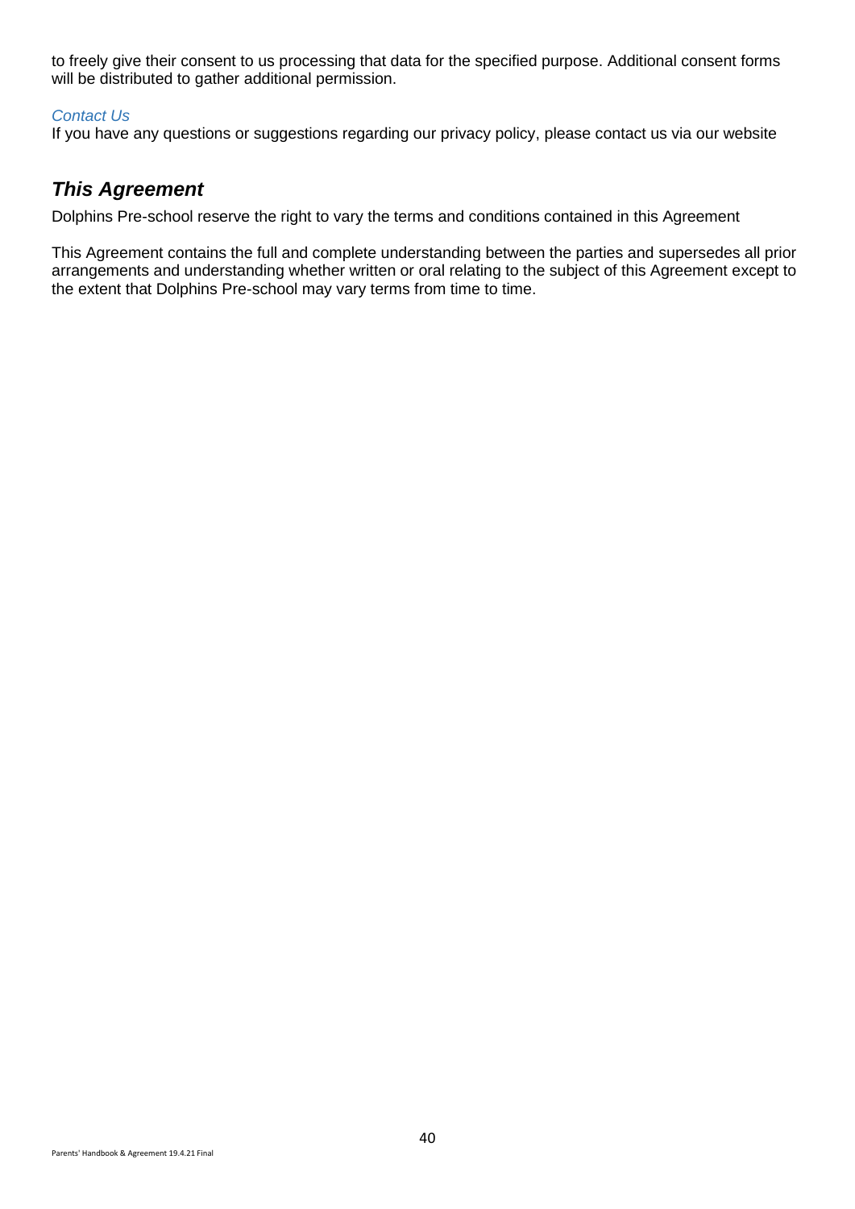to freely give their consent to us processing that data for the specified purpose. Additional consent forms will be distributed to gather additional permission.

*Contact Us*

If you have any questions or suggestions regarding our privacy policy, please contact us via our website

## *This Agreement*

Dolphins Pre-school reserve the right to vary the terms and conditions contained in this Agreement

This Agreement contains the full and complete understanding between the parties and supersedes all prior arrangements and understanding whether written or oral relating to the subject of this Agreement except to the extent that Dolphins Pre-school may vary terms from time to time.